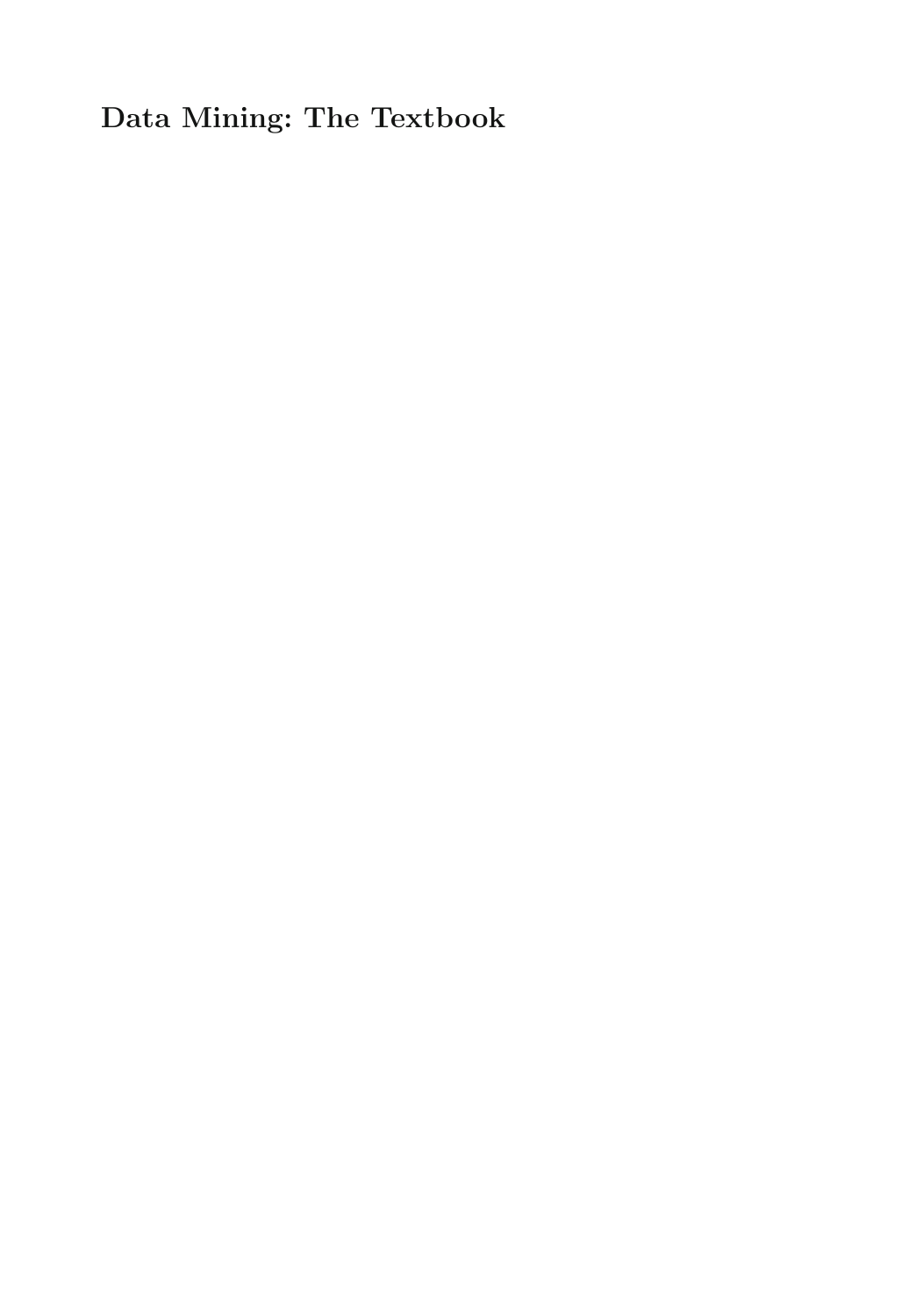**Data Mining: The Textbook**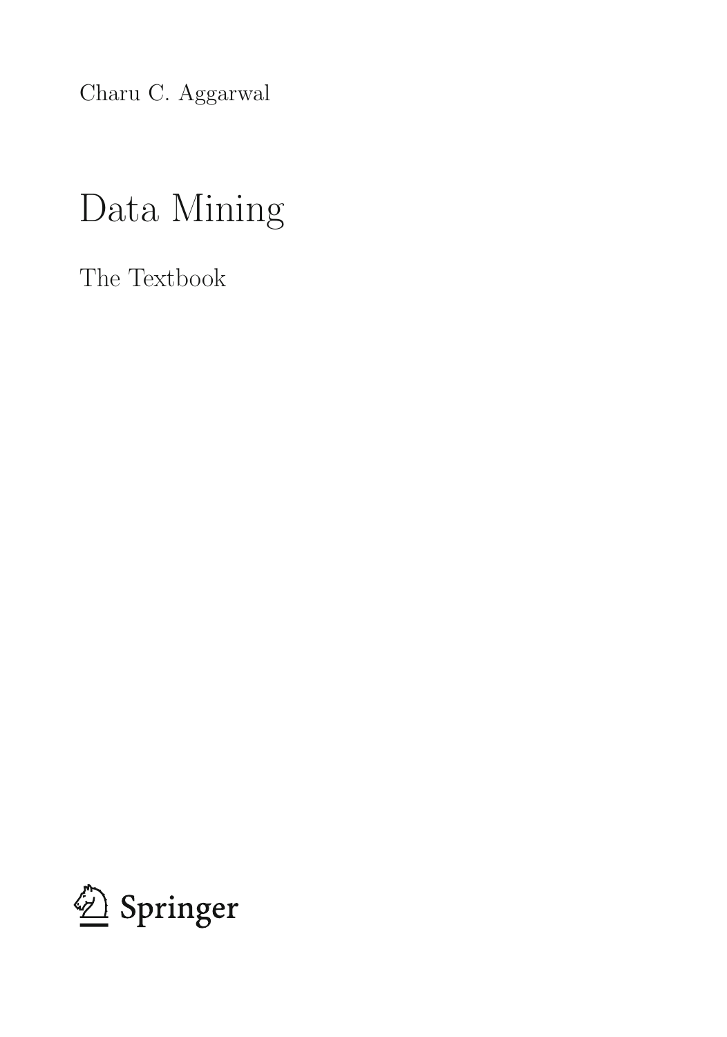Charu C. Aggarwal

# Data Mining

## The Textbook

Springer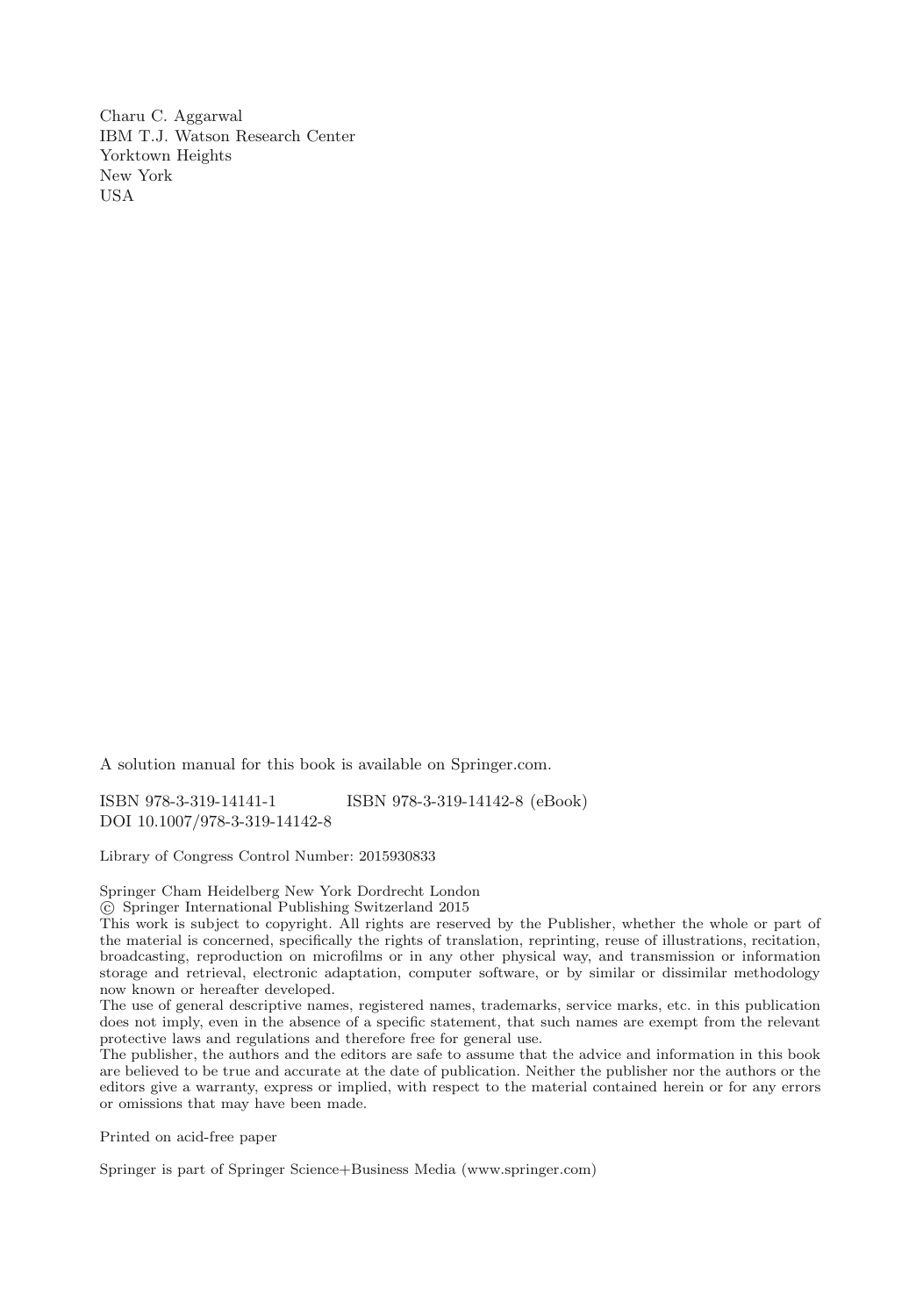Charu C. Aggarwal
IBM T.J. Watson Research Center
Yorktown Heights
New York
USA

A solution manual for this book is available on Springer.com.

ISBN 978-3-319-14141-1 ISBN 978-3-319-14142-8 (eBook)
DOI 10.1007/978-3-319-14142-8

Library of Congress Control Number: 2015930833

Springer Cham Heidelberg New York Dordrecht London
© Springer International Publishing Switzerland 2015
This work is subject to copyright. All rights are reserved by the Publisher, whether the whole or part of the material is concerned, specifically the rights of translation, reprinting, reuse of illustrations, recitation, broadcasting, reproduction on microfilms or in any other physical way, and transmission or information storage and retrieval, electronic adaptation, computer software, or by similar or dissimilar methodology now known or hereafter developed.
The use of general descriptive names, registered names, trademarks, service marks, etc. in this publication does not imply, even in the absence of a specific statement, that such names are exempt from the relevant protective laws and regulations and therefore free for general use.
The publisher, the authors and the editors are safe to assume that the advice and information in this book are believed to be true and accurate at the date of publication. Neither the publisher nor the authors or the editors give a warranty, express or implied, with respect to the material contained herein or for any errors or omissions that may have been made.

Printed on acid-free paper

Springer is part of Springer Science+Business Media (www.springer.com)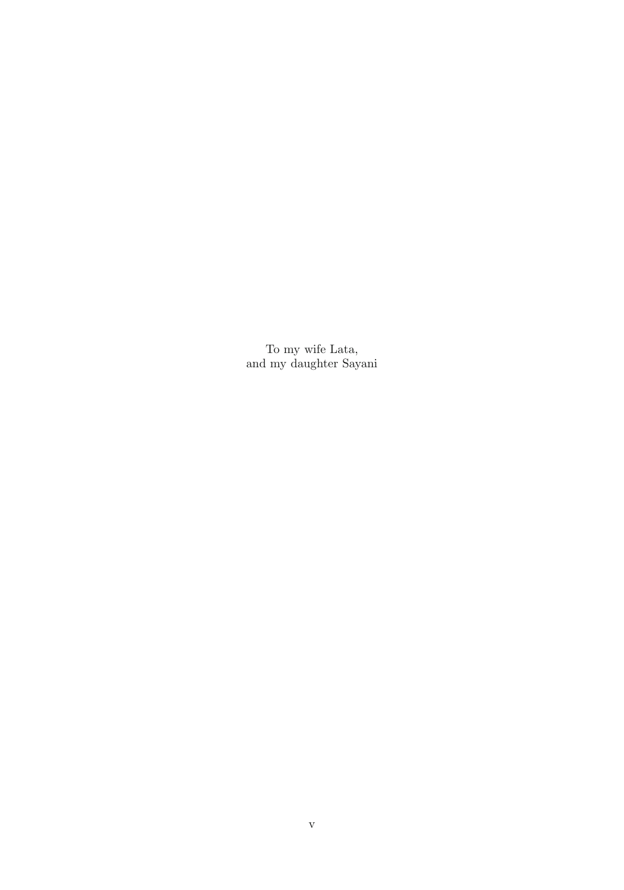To my wife Lata,  
and my daughter Sayani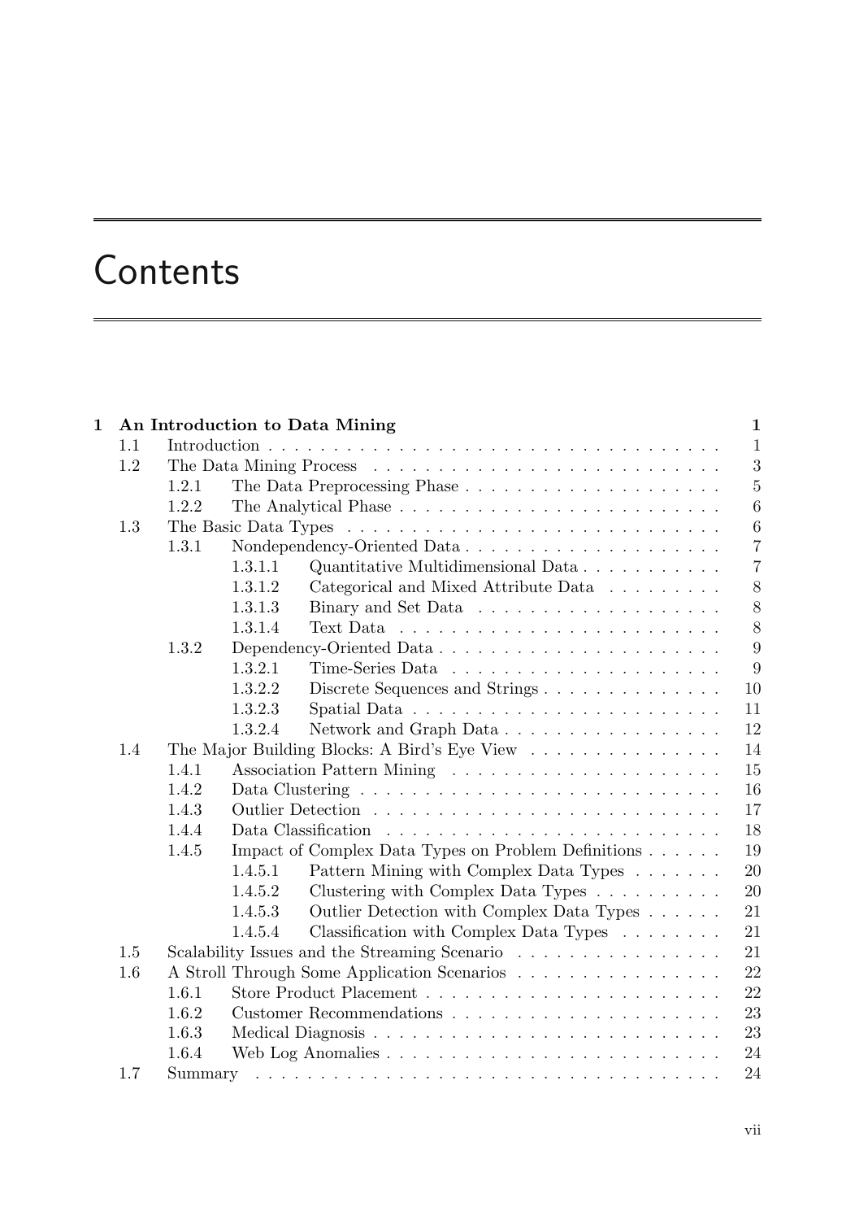# Contents

**1 An Introduction to Data Mining** **1**

- 1.1 Introduction . . . . . . . . . . 1
- 1.2 The Data Mining Process . . . . . . . . . . 3
  - 1.2.1 The Data Preprocessing Phase . . . . . . . . . . 5
  - 1.2.2 The Analytical Phase . . . . . . . . . . 6
- 1.3 The Basic Data Types . . . . . . . . . . 6
  - 1.3.1 Nondependency-Oriented Data . . . . . . . . . . 7
    - 1.3.1.1 Quantitative Multidimensional Data . . . . . . . . . . 7
    - 1.3.1.2 Categorical and Mixed Attribute Data . . . . . . . . . . 8
    - 1.3.1.3 Binary and Set Data . . . . . . . . . . 8
    - 1.3.1.4 Text Data . . . . . . . . . . 8
  - 1.3.2 Dependency-Oriented Data . . . . . . . . . . 9
    - 1.3.2.1 Time-Series Data . . . . . . . . . . 9
    - 1.3.2.2 Discrete Sequences and Strings . . . . . . . . . . 10
    - 1.3.2.3 Spatial Data . . . . . . . . . . 11
    - 1.3.2.4 Network and Graph Data . . . . . . . . . . 12
- 1.4 The Major Building Blocks: A Bird's Eye View . . . . . . . . . . 14
  - 1.4.1 Association Pattern Mining . . . . . . . . . . 15
  - 1.4.2 Data Clustering . . . . . . . . . . 16
  - 1.4.3 Outlier Detection . . . . . . . . . . 17
  - 1.4.4 Data Classification . . . . . . . . . . 18
  - 1.4.5 Impact of Complex Data Types on Problem Definitions . . . . . . . . . . 19
    - 1.4.5.1 Pattern Mining with Complex Data Types . . . . . . . . . . 20
    - 1.4.5.2 Clustering with Complex Data Types . . . . . . . . . . 20
    - 1.4.5.3 Outlier Detection with Complex Data Types . . . . . . . . . . 21
    - 1.4.5.4 Classification with Complex Data Types . . . . . . . . . . 21
- 1.5 Scalability Issues and the Streaming Scenario . . . . . . . . . . 21
- 1.6 A Stroll Through Some Application Scenarios . . . . . . . . . . 22
  - 1.6.1 Store Product Placement . . . . . . . . . . 22
  - 1.6.2 Customer Recommendations . . . . . . . . . . 23
  - 1.6.3 Medical Diagnosis . . . . . . . . . . 23
  - 1.6.4 Web Log Anomalies . . . . . . . . . . 24
- 1.7 Summary . . . . . . . . . . 24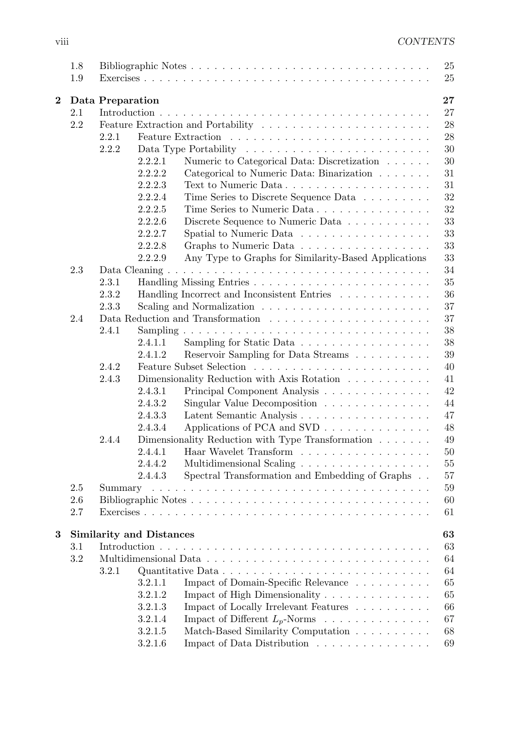1.8 Bibliographic Notes . . . . . . . . . . . . . . . . . . . . . . . . . . . . . . 25
1.9 Exercises . . . . . . . . . . . . . . . . . . . . . . . . . . . . . . . . . . . . 25

**2 Data Preparation** **27**

2.1 Introduction . . . . . . . . . . . . . . . . . . . . . . . . . . . . . . . . . . 27
2.2 Feature Extraction and Portability . . . . . . . . . . . . . . . . . . . . . . 28
  2.2.1 Feature Extraction . . . . . . . . . . . . . . . . . . . . . . . . . . 28
  2.2.2 Data Type Portability . . . . . . . . . . . . . . . . . . . . . . . . 30
    2.2.2.1 Numeric to Categorical Data: Discretization . . . . . . 30
    2.2.2.2 Categorical to Numeric Data: Binarization . . . . . . . 31
    2.2.2.3 Text to Numeric Data . . . . . . . . . . . . . . . . . . 31
    2.2.2.4 Time Series to Discrete Sequence Data . . . . . . . . . 32
    2.2.2.5 Time Series to Numeric Data . . . . . . . . . . . . . . . 32
    2.2.2.6 Discrete Sequence to Numeric Data . . . . . . . . . . . 33
    2.2.2.7 Spatial to Numeric Data . . . . . . . . . . . . . . . . . 33
    2.2.2.8 Graphs to Numeric Data . . . . . . . . . . . . . . . . . 33
    2.2.2.9 Any Type to Graphs for Similarity-Based Applications 33
2.3 Data Cleaning . . . . . . . . . . . . . . . . . . . . . . . . . . . . . . . . . 34
  2.3.1 Handling Missing Entries . . . . . . . . . . . . . . . . . . . . . . . 35
  2.3.2 Handling Incorrect and Inconsistent Entries . . . . . . . . . . . . 36
  2.3.3 Scaling and Normalization . . . . . . . . . . . . . . . . . . . . . . 37
2.4 Data Reduction and Transformation . . . . . . . . . . . . . . . . . . . . . 37
  2.4.1 Sampling . . . . . . . . . . . . . . . . . . . . . . . . . . . . . . . . 38
    2.4.1.1 Sampling for Static Data . . . . . . . . . . . . . . . . . 38
    2.4.1.2 Reservoir Sampling for Data Streams . . . . . . . . . . 39
  2.4.2 Feature Subset Selection . . . . . . . . . . . . . . . . . . . . . . . 40
  2.4.3 Dimensionality Reduction with Axis Rotation . . . . . . . . . . . 41
    2.4.3.1 Principal Component Analysis . . . . . . . . . . . . . . 42
    2.4.3.2 Singular Value Decomposition . . . . . . . . . . . . . . 44
    2.4.3.3 Latent Semantic Analysis . . . . . . . . . . . . . . . . . 47
    2.4.3.4 Applications of PCA and SVD . . . . . . . . . . . . . . 48
  2.4.4 Dimensionality Reduction with Type Transformation . . . . . . . 49
    2.4.4.1 Haar Wavelet Transform . . . . . . . . . . . . . . . . . 50
    2.4.4.2 Multidimensional Scaling . . . . . . . . . . . . . . . . . 55
    2.4.4.3 Spectral Transformation and Embedding of Graphs . . 57
2.5 Summary . . . . . . . . . . . . . . . . . . . . . . . . . . . . . . . . . . . . 59
2.6 Bibliographic Notes . . . . . . . . . . . . . . . . . . . . . . . . . . . . . . 60
2.7 Exercises . . . . . . . . . . . . . . . . . . . . . . . . . . . . . . . . . . . . 61

**3 Similarity and Distances** **63**

3.1 Introduction . . . . . . . . . . . . . . . . . . . . . . . . . . . . . . . . . . 63
3.2 Multidimensional Data . . . . . . . . . . . . . . . . . . . . . . . . . . . . . 64
  3.2.1 Quantitative Data . . . . . . . . . . . . . . . . . . . . . . . . . . . 64
    3.2.1.1 Impact of Domain-Specific Relevance . . . . . . . . . . 65
    3.2.1.2 Impact of High Dimensionality . . . . . . . . . . . . . . 65
    3.2.1.3 Impact of Locally Irrelevant Features . . . . . . . . . . 66
    3.2.1.4 Impact of Different $L_p$-Norms . . . . . . . . . . . . . . 67
    3.2.1.5 Match-Based Similarity Computation . . . . . . . . . . 68
    3.2.1.6 Impact of Data Distribution . . . . . . . . . . . . . . . 69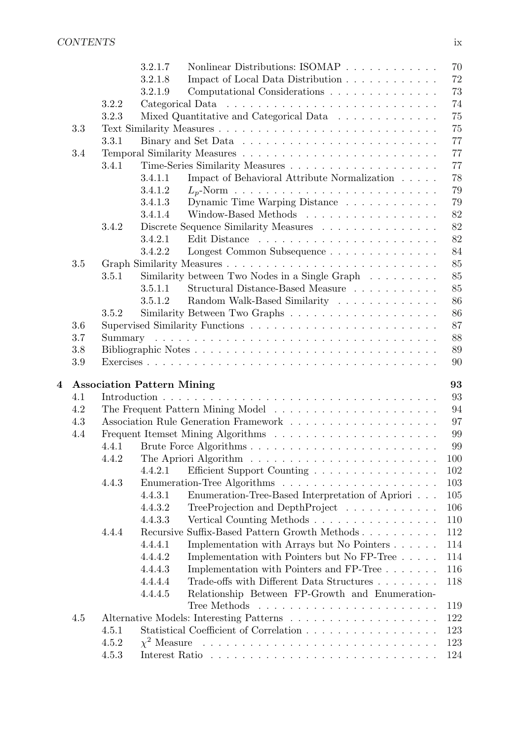- 3.2.1.7 Nonlinear Distributions: ISOMAP . . . . . . . . . . . . 70
- 3.2.1.8 Impact of Local Data Distribution . . . . . . . . . . . . 72
- 3.2.1.9 Computational Considerations . . . . . . . . . . . . . . 73
- 3.2.2 Categorical Data . . . . . . . . . . . . . . . . . . . . . . . 74
- 3.2.3 Mixed Quantitative and Categorical Data . . . . . . . . . . . . . 75
- 3.3 Text Similarity Measures . . . . . . . . . . . . . . . . . . . . . . . . . . 75
  - 3.3.1 Binary and Set Data . . . . . . . . . . . . . . . . . . . . . . . 77
- 3.4 Temporal Similarity Measures . . . . . . . . . . . . . . . . . . . . . . . 77
  - 3.4.1 Time-Series Similarity Measures . . . . . . . . . . . . . . . . . . 77
    - 3.4.1.1 Impact of Behavioral Attribute Normalization . . . . . 78
    - 3.4.1.2 $L_p$-Norm . . . . . . . . . . . . . . . . . . . . . . . . . 79
    - 3.4.1.3 Dynamic Time Warping Distance . . . . . . . . . . . . 79
    - 3.4.1.4 Window-Based Methods . . . . . . . . . . . . . . . . . 82
  - 3.4.2 Discrete Sequence Similarity Measures . . . . . . . . . . . . . . . 82
    - 3.4.2.1 Edit Distance . . . . . . . . . . . . . . . . . . . . . . . 82
    - 3.4.2.2 Longest Common Subsequence . . . . . . . . . . . . . . 84
- 3.5 Graph Similarity Measures . . . . . . . . . . . . . . . . . . . . . . . . . 85
  - 3.5.1 Similarity between Two Nodes in a Single Graph . . . . . . . . . 85
    - 3.5.1.1 Structural Distance-Based Measure . . . . . . . . . . . 85
    - 3.5.1.2 Random Walk-Based Similarity . . . . . . . . . . . . . 86
  - 3.5.2 Similarity Between Two Graphs . . . . . . . . . . . . . . . . . . 86
- 3.6 Supervised Similarity Functions . . . . . . . . . . . . . . . . . . . . . . . 87
- 3.7 Summary . . . . . . . . . . . . . . . . . . . . . . . . . . . . . . . . . . 88
- 3.8 Bibliographic Notes . . . . . . . . . . . . . . . . . . . . . . . . . . . . . 89
- 3.9 Exercises . . . . . . . . . . . . . . . . . . . . . . . . . . . . . . . . . . . 90

**4 Association Pattern Mining** **93**

- 4.1 Introduction . . . . . . . . . . . . . . . . . . . . . . . . . . . . . . . . . 93
- 4.2 The Frequent Pattern Mining Model . . . . . . . . . . . . . . . . . . . . 94
- 4.3 Association Rule Generation Framework . . . . . . . . . . . . . . . . . . 97
- 4.4 Frequent Itemset Mining Algorithms . . . . . . . . . . . . . . . . . . . . 99
  - 4.4.1 Brute Force Algorithms . . . . . . . . . . . . . . . . . . . . . . . 99
  - 4.4.2 The Apriori Algorithm . . . . . . . . . . . . . . . . . . . . . . . 100
    - 4.4.2.1 Efficient Support Counting . . . . . . . . . . . . . . . . 102
  - 4.4.3 Enumeration-Tree Algorithms . . . . . . . . . . . . . . . . . . . 103
    - 4.4.3.1 Enumeration-Tree-Based Interpretation of Apriori . . . 105
    - 4.4.3.2 TreeProjection and DepthProject . . . . . . . . . . . . 106
    - 4.4.3.3 Vertical Counting Methods . . . . . . . . . . . . . . . . 110
  - 4.4.4 Recursive Suffix-Based Pattern Growth Methods . . . . . . . . . . 112
    - 4.4.4.1 Implementation with Arrays but No Pointers . . . . . . 114
    - 4.4.4.2 Implementation with Pointers but No FP-Tree . . . . . 114
    - 4.4.4.3 Implementation with Pointers and FP-Tree . . . . . . . 116
    - 4.4.4.4 Trade-offs with Different Data Structures . . . . . . . . 118
    - 4.4.4.5 Relationship Between FP-Growth and Enumeration-Tree Methods . . . . . . . . . . . . . . . . . . . . . . 119
- 4.5 Alternative Models: Interesting Patterns . . . . . . . . . . . . . . . . . . 122
  - 4.5.1 Statistical Coefficient of Correlation . . . . . . . . . . . . . . . . 123
  - 4.5.2 $\chi^2$ Measure . . . . . . . . . . . . . . . . . . . . . . . . . . . . 123
  - 4.5.3 Interest Ratio . . . . . . . . . . . . . . . . . . . . . . . . . . . . 124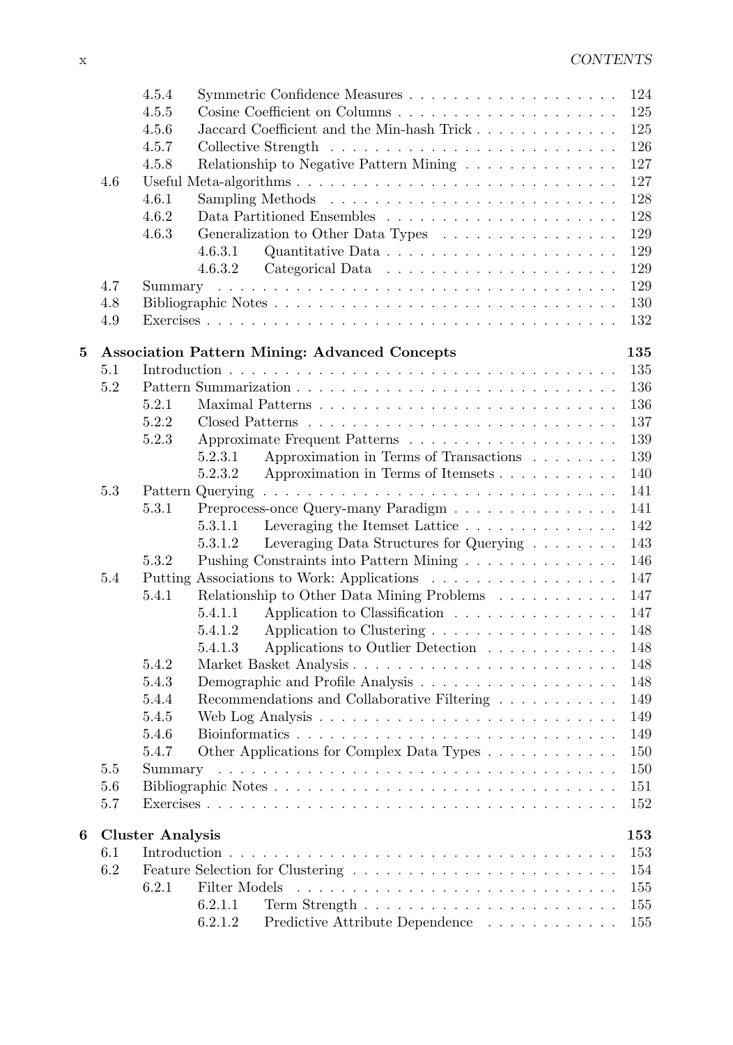- 4.5.4 Symmetric Confidence Measures . . . . . . . . . . . . . . . . . . . 124
- 4.5.5 Cosine Coefficient on Columns . . . . . . . . . . . . . . . . . . . 125
- 4.5.6 Jaccard Coefficient and the Min-hash Trick . . . . . . . . . . . . 125
- 4.5.7 Collective Strength . . . . . . . . . . . . . . . . . . . . . . . . . 126
- 4.5.8 Relationship to Negative Pattern Mining . . . . . . . . . . . . . 127

4.6 Useful Meta-algorithms . . . . . . . . . . . . . . . . . . . . . . . . . . 127
- 4.6.1 Sampling Methods . . . . . . . . . . . . . . . . . . . . . . . . . 128
- 4.6.2 Data Partitioned Ensembles . . . . . . . . . . . . . . . . . . . . 128
- 4.6.3 Generalization to Other Data Types . . . . . . . . . . . . . . . . 129
  - 4.6.3.1 Quantitative Data . . . . . . . . . . . . . . . . . . . . . 129
  - 4.6.3.2 Categorical Data . . . . . . . . . . . . . . . . . . . . . 129

4.7 Summary . . . . . . . . . . . . . . . . . . . . . . . . . . . . . . . . . 129

4.8 Bibliographic Notes . . . . . . . . . . . . . . . . . . . . . . . . . . . . 130

4.9 Exercises . . . . . . . . . . . . . . . . . . . . . . . . . . . . . . . . . 132

**5 Association Pattern Mining: Advanced Concepts** **135**

5.1 Introduction . . . . . . . . . . . . . . . . . . . . . . . . . . . . . . . . 135

5.2 Pattern Summarization . . . . . . . . . . . . . . . . . . . . . . . . . . 136
- 5.2.1 Maximal Patterns . . . . . . . . . . . . . . . . . . . . . . . . . . 136
- 5.2.2 Closed Patterns . . . . . . . . . . . . . . . . . . . . . . . . . . . 137
- 5.2.3 Approximate Frequent Patterns . . . . . . . . . . . . . . . . . . 139
  - 5.2.3.1 Approximation in Terms of Transactions . . . . . . . . 139
  - 5.2.3.2 Approximation in Terms of Itemsets . . . . . . . . . . . 140

5.3 Pattern Querying . . . . . . . . . . . . . . . . . . . . . . . . . . . . . . 141
- 5.3.1 Preprocess-once Query-many Paradigm . . . . . . . . . . . . . . . 141
  - 5.3.1.1 Leveraging the Itemset Lattice . . . . . . . . . . . . . . 142
  - 5.3.1.2 Leveraging Data Structures for Querying . . . . . . . . 143
- 5.3.2 Pushing Constraints into Pattern Mining . . . . . . . . . . . . . 146

5.4 Putting Associations to Work: Applications . . . . . . . . . . . . . . . 147
- 5.4.1 Relationship to Other Data Mining Problems . . . . . . . . . . . 147
  - 5.4.1.1 Application to Classification . . . . . . . . . . . . . . . 147
  - 5.4.1.2 Application to Clustering . . . . . . . . . . . . . . . . . 148
  - 5.4.1.3 Applications to Outlier Detection . . . . . . . . . . . . 148
- 5.4.2 Market Basket Analysis . . . . . . . . . . . . . . . . . . . . . . . 148
- 5.4.3 Demographic and Profile Analysis . . . . . . . . . . . . . . . . . 148
- 5.4.4 Recommendations and Collaborative Filtering . . . . . . . . . . . 149
- 5.4.5 Web Log Analysis . . . . . . . . . . . . . . . . . . . . . . . . . . 149
- 5.4.6 Bioinformatics . . . . . . . . . . . . . . . . . . . . . . . . . . . . 149
- 5.4.7 Other Applications for Complex Data Types . . . . . . . . . . . . 150

5.5 Summary . . . . . . . . . . . . . . . . . . . . . . . . . . . . . . . . . 150

5.6 Bibliographic Notes . . . . . . . . . . . . . . . . . . . . . . . . . . . . 151

5.7 Exercises . . . . . . . . . . . . . . . . . . . . . . . . . . . . . . . . . 152

**6 Cluster Analysis** **153**

6.1 Introduction . . . . . . . . . . . . . . . . . . . . . . . . . . . . . . . . 153

6.2 Feature Selection for Clustering . . . . . . . . . . . . . . . . . . . . . . 154
- 6.2.1 Filter Models . . . . . . . . . . . . . . . . . . . . . . . . . . . . 155
  - 6.2.1.1 Term Strength . . . . . . . . . . . . . . . . . . . . . . . 155
  - 6.2.1.2 Predictive Attribute Dependence . . . . . . . . . . . . . 155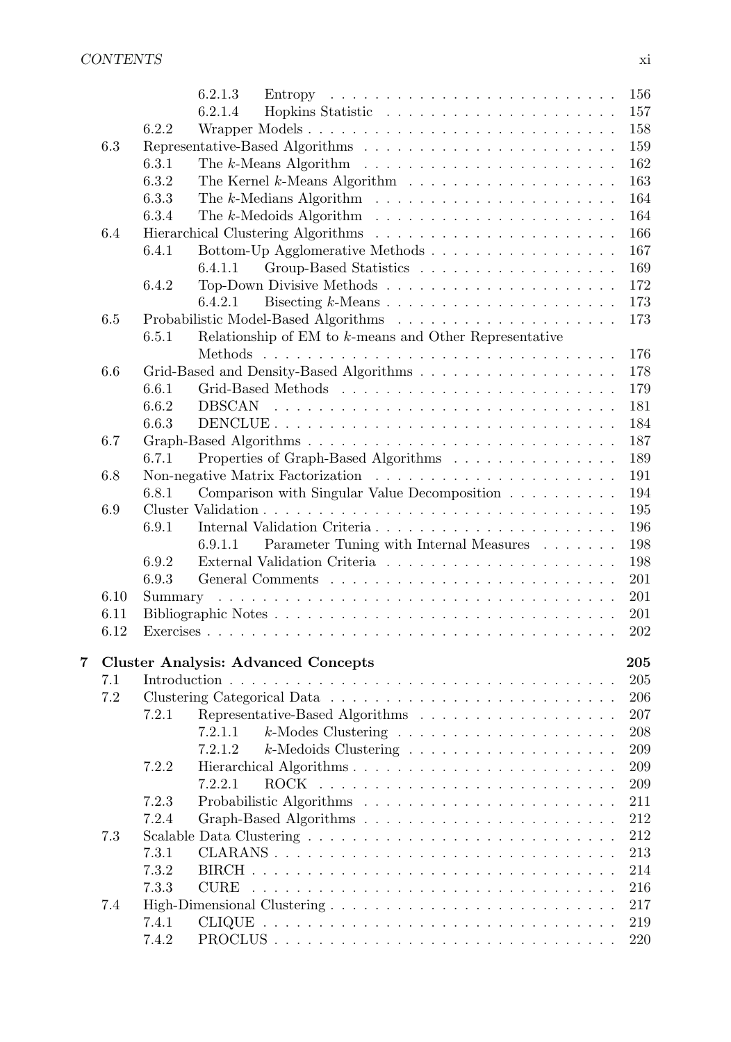- 6.2.1.3 Entropy . . . 156
- 6.2.1.4 Hopkins Statistic . . . 157
- 6.2.2 Wrapper Models . . . 158
- 6.3 Representative-Based Algorithms . . . 159
  - 6.3.1 The $k$-Means Algorithm . . . 162
  - 6.3.2 The Kernel $k$-Means Algorithm . . . 163
  - 6.3.3 The $k$-Medians Algorithm . . . 164
  - 6.3.4 The $k$-Medoids Algorithm . . . 164
- 6.4 Hierarchical Clustering Algorithms . . . 166
  - 6.4.1 Bottom-Up Agglomerative Methods . . . 167
    - 6.4.1.1 Group-Based Statistics . . . 169
  - 6.4.2 Top-Down Divisive Methods . . . 172
    - 6.4.2.1 Bisecting $k$-Means . . . 173
- 6.5 Probabilistic Model-Based Algorithms . . . 173
  - 6.5.1 Relationship of EM to $k$-means and Other Representative Methods . . . 176
- 6.6 Grid-Based and Density-Based Algorithms . . . 178
  - 6.6.1 Grid-Based Methods . . . 179
  - 6.6.2 DBSCAN . . . 181
  - 6.6.3 DENCLUE . . . 184
- 6.7 Graph-Based Algorithms . . . 187
  - 6.7.1 Properties of Graph-Based Algorithms . . . 189
- 6.8 Non-negative Matrix Factorization . . . 191
  - 6.8.1 Comparison with Singular Value Decomposition . . . 194
- 6.9 Cluster Validation . . . 195
  - 6.9.1 Internal Validation Criteria . . . 196
    - 6.9.1.1 Parameter Tuning with Internal Measures . . . 198
  - 6.9.2 External Validation Criteria . . . 198
  - 6.9.3 General Comments . . . 201
- 6.10 Summary . . . 201
- 6.11 Bibliographic Notes . . . 201
- 6.12 Exercises . . . 202

**7 Cluster Analysis: Advanced Concepts . . . 205**

- 7.1 Introduction . . . 205
- 7.2 Clustering Categorical Data . . . 206
  - 7.2.1 Representative-Based Algorithms . . . 207
    - 7.2.1.1 $k$-Modes Clustering . . . 208
    - 7.2.1.2 $k$-Medoids Clustering . . . 209
  - 7.2.2 Hierarchical Algorithms . . . 209
    - 7.2.2.1 ROCK . . . 209
  - 7.2.3 Probabilistic Algorithms . . . 211
  - 7.2.4 Graph-Based Algorithms . . . 212
- 7.3 Scalable Data Clustering . . . 212
  - 7.3.1 CLARANS . . . 213
  - 7.3.2 BIRCH . . . 214
  - 7.3.3 CURE . . . 216
- 7.4 High-Dimensional Clustering . . . 217
  - 7.4.1 CLIQUE . . . 219
  - 7.4.2 PROCLUS . . . 220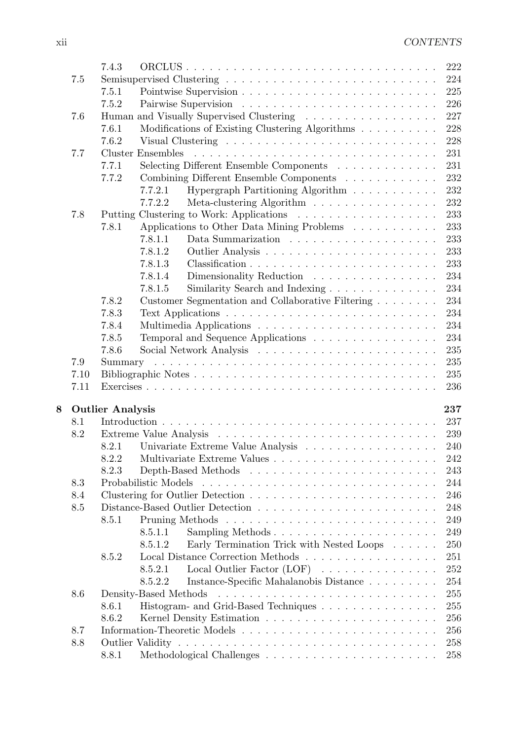- 7.4.3 ORCLUS . . . 222
- 7.5 Semisupervised Clustering . . . 224
  - 7.5.1 Pointwise Supervision . . . 225
  - 7.5.2 Pairwise Supervision . . . 226
- 7.6 Human and Visually Supervised Clustering . . . 227
  - 7.6.1 Modifications of Existing Clustering Algorithms . . . 228
  - 7.6.2 Visual Clustering . . . 228
- 7.7 Cluster Ensembles . . . 231
  - 7.7.1 Selecting Different Ensemble Components . . . 231
  - 7.7.2 Combining Different Ensemble Components . . . 232
    - 7.7.2.1 Hypergraph Partitioning Algorithm . . . 232
    - 7.7.2.2 Meta-clustering Algorithm . . . 232
- 7.8 Putting Clustering to Work: Applications . . . 233
  - 7.8.1 Applications to Other Data Mining Problems . . . 233
    - 7.8.1.1 Data Summarization . . . 233
    - 7.8.1.2 Outlier Analysis . . . 233
    - 7.8.1.3 Classification . . . 233
    - 7.8.1.4 Dimensionality Reduction . . . 234
    - 7.8.1.5 Similarity Search and Indexing . . . 234
  - 7.8.2 Customer Segmentation and Collaborative Filtering . . . 234
  - 7.8.3 Text Applications . . . 234
  - 7.8.4 Multimedia Applications . . . 234
  - 7.8.5 Temporal and Sequence Applications . . . 234
  - 7.8.6 Social Network Analysis . . . 235
- 7.9 Summary . . . 235
- 7.10 Bibliographic Notes . . . 235
- 7.11 Exercises . . . 236

**8 Outlier Analysis** **237**

- 8.1 Introduction . . . 237
- 8.2 Extreme Value Analysis . . . 239
  - 8.2.1 Univariate Extreme Value Analysis . . . 240
  - 8.2.2 Multivariate Extreme Values . . . 242
  - 8.2.3 Depth-Based Methods . . . 243
- 8.3 Probabilistic Models . . . 244
- 8.4 Clustering for Outlier Detection . . . 246
- 8.5 Distance-Based Outlier Detection . . . 248
  - 8.5.1 Pruning Methods . . . 249
    - 8.5.1.1 Sampling Methods . . . 249
    - 8.5.1.2 Early Termination Trick with Nested Loops . . . 250
  - 8.5.2 Local Distance Correction Methods . . . 251
    - 8.5.2.1 Local Outlier Factor (LOF) . . . 252
    - 8.5.2.2 Instance-Specific Mahalanobis Distance . . . 254
- 8.6 Density-Based Methods . . . 255
  - 8.6.1 Histogram- and Grid-Based Techniques . . . 255
  - 8.6.2 Kernel Density Estimation . . . 256
- 8.7 Information-Theoretic Models . . . 256
- 8.8 Outlier Validity . . . 258
  - 8.8.1 Methodological Challenges . . . 258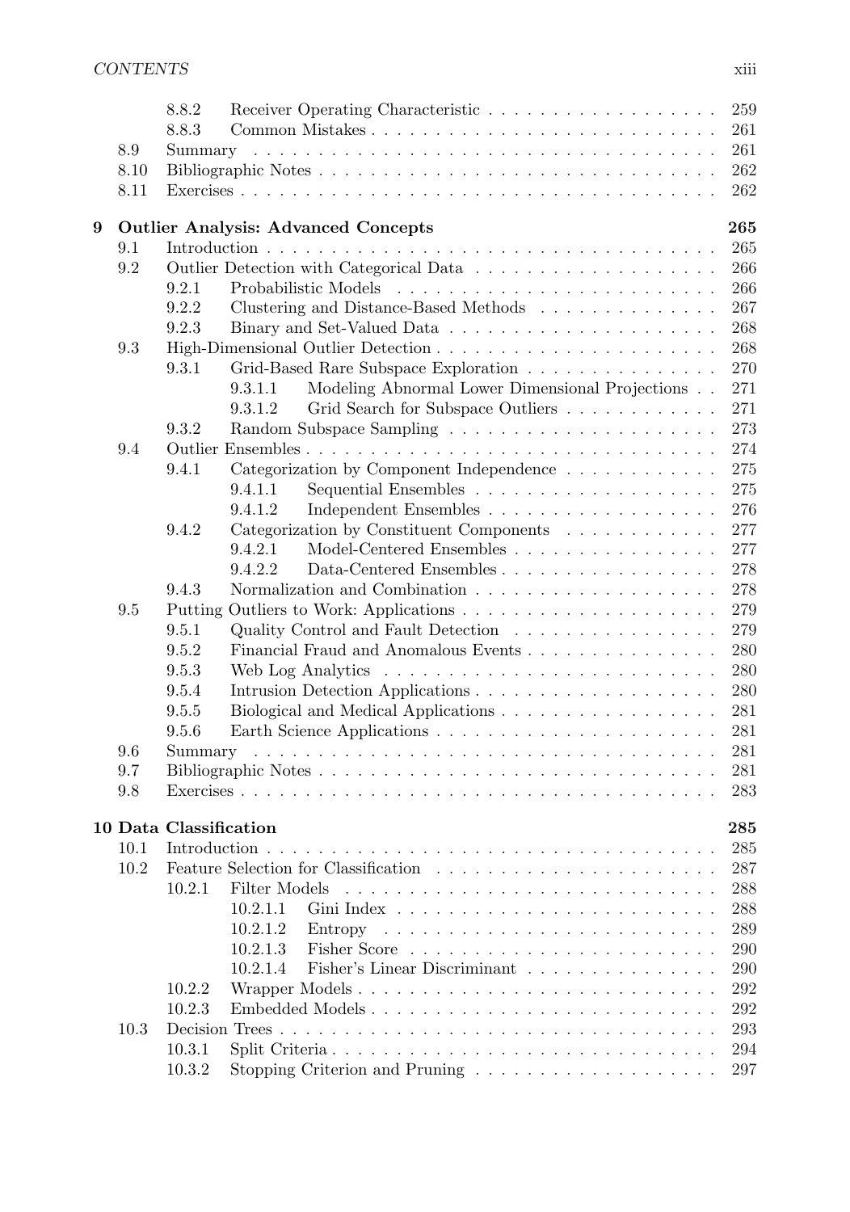| | | | |
|---|---|---|---|
| | 8.8.2 | Receiver Operating Characteristic | 259 |
| | 8.8.3 | Common Mistakes | 261 |
| 8.9 | Summary | | 261 |
| 8.10 | Bibliographic Notes | | 262 |
| 8.11 | Exercises | | 262 |

**9 Outlier Analysis: Advanced Concepts** **265**

| | | | | |
|---|---|---|---|---|
| 9.1 | Introduction | | | 265 |
| 9.2 | Outlier Detection with Categorical Data | | | 266 |
| | 9.2.1 | Probabilistic Models | | 266 |
| | 9.2.2 | Clustering and Distance-Based Methods | | 267 |
| | 9.2.3 | Binary and Set-Valued Data | | 268 |
| 9.3 | High-Dimensional Outlier Detection | | | 268 |
| | 9.3.1 | Grid-Based Rare Subspace Exploration | | 270 |
| | | 9.3.1.1 | Modeling Abnormal Lower Dimensional Projections | 271 |
| | | 9.3.1.2 | Grid Search for Subspace Outliers | 271 |
| | 9.3.2 | Random Subspace Sampling | | 273 |
| 9.4 | Outlier Ensembles | | | 274 |
| | 9.4.1 | Categorization by Component Independence | | 275 |
| | | 9.4.1.1 | Sequential Ensembles | 275 |
| | | 9.4.1.2 | Independent Ensembles | 276 |
| | 9.4.2 | Categorization by Constituent Components | | 277 |
| | | 9.4.2.1 | Model-Centered Ensembles | 277 |
| | | 9.4.2.2 | Data-Centered Ensembles | 278 |
| | 9.4.3 | Normalization and Combination | | 278 |
| 9.5 | Putting Outliers to Work: Applications | | | 279 |
| | 9.5.1 | Quality Control and Fault Detection | | 279 |
| | 9.5.2 | Financial Fraud and Anomalous Events | | 280 |
| | 9.5.3 | Web Log Analytics | | 280 |
| | 9.5.4 | Intrusion Detection Applications | | 280 |
| | 9.5.5 | Biological and Medical Applications | | 281 |
| | 9.5.6 | Earth Science Applications | | 281 |
| 9.6 | Summary | | | 281 |
| 9.7 | Bibliographic Notes | | | 281 |
| 9.8 | Exercises | | | 283 |

**10 Data Classification** **285**

| | | | | |
|---|---|---|---|---|
| 10.1 | Introduction | | | 285 |
| 10.2 | Feature Selection for Classification | | | 287 |
| | 10.2.1 | Filter Models | | 288 |
| | | 10.2.1.1 | Gini Index | 288 |
| | | 10.2.1.2 | Entropy | 289 |
| | | 10.2.1.3 | Fisher Score | 290 |
| | | 10.2.1.4 | Fisher's Linear Discriminant | 290 |
| | 10.2.2 | Wrapper Models | | 292 |
| | 10.2.3 | Embedded Models | | 292 |
| 10.3 | Decision Trees | | | 293 |
| | 10.3.1 | Split Criteria | | 294 |
| | 10.3.2 | Stopping Criterion and Pruning | | 297 |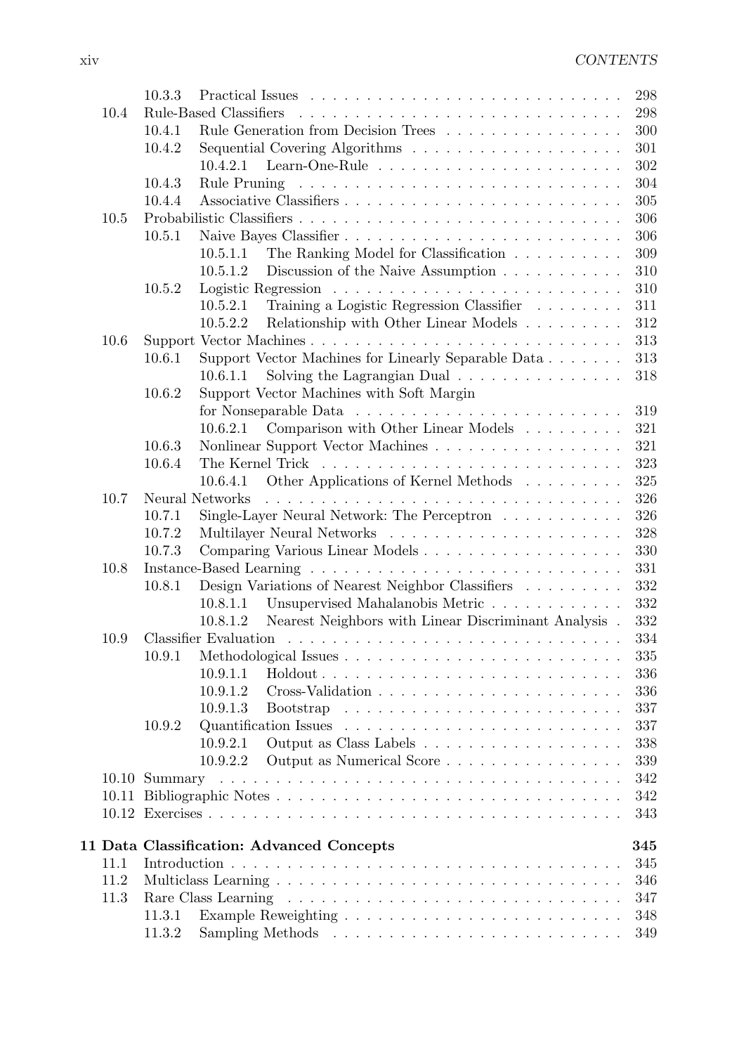10.3.3 Practical Issues . . . . . . . . . . . . . . . . . . . . . . . . . . . . 298
10.4 Rule-Based Classifiers . . . . . . . . . . . . . . . . . . . . . . . . . . . . 298
10.4.1 Rule Generation from Decision Trees . . . . . . . . . . . . . . . . 300
10.4.2 Sequential Covering Algorithms . . . . . . . . . . . . . . . . . . . 301
10.4.2.1 Learn-One-Rule . . . . . . . . . . . . . . . . . . . . . . 302
10.4.3 Rule Pruning . . . . . . . . . . . . . . . . . . . . . . . . . . . . . 304
10.4.4 Associative Classifiers . . . . . . . . . . . . . . . . . . . . . . . . 305
10.5 Probabilistic Classifiers . . . . . . . . . . . . . . . . . . . . . . . . . . . . 306
10.5.1 Naive Bayes Classifier . . . . . . . . . . . . . . . . . . . . . . . . . 306
10.5.1.1 The Ranking Model for Classification . . . . . . . . . . 309
10.5.1.2 Discussion of the Naive Assumption . . . . . . . . . . . 310
10.5.2 Logistic Regression . . . . . . . . . . . . . . . . . . . . . . . . . . 310
10.5.2.1 Training a Logistic Regression Classifier . . . . . . . . 311
10.5.2.2 Relationship with Other Linear Models . . . . . . . . . 312
10.6 Support Vector Machines . . . . . . . . . . . . . . . . . . . . . . . . . . . 313
10.6.1 Support Vector Machines for Linearly Separable Data . . . . . . . 313
10.6.1.1 Solving the Lagrangian Dual . . . . . . . . . . . . . . . 318
10.6.2 Support Vector Machines with Soft Margin for Nonseparable Data . . . . . . . . . . . . . . . . . . . . . . . 319
10.6.2.1 Comparison with Other Linear Models . . . . . . . . . 321
10.6.3 Nonlinear Support Vector Machines . . . . . . . . . . . . . . . . . 321
10.6.4 The Kernel Trick . . . . . . . . . . . . . . . . . . . . . . . . . . . 323
10.6.4.1 Other Applications of Kernel Methods . . . . . . . . . 325
10.7 Neural Networks . . . . . . . . . . . . . . . . . . . . . . . . . . . . . . . 326
10.7.1 Single-Layer Neural Network: The Perceptron . . . . . . . . . . . 326
10.7.2 Multilayer Neural Networks . . . . . . . . . . . . . . . . . . . . . 328
10.7.3 Comparing Various Linear Models . . . . . . . . . . . . . . . . . . 330
10.8 Instance-Based Learning . . . . . . . . . . . . . . . . . . . . . . . . . . . 331
10.8.1 Design Variations of Nearest Neighbor Classifiers . . . . . . . . . 332
10.8.1.1 Unsupervised Mahalanobis Metric . . . . . . . . . . . . 332
10.8.1.2 Nearest Neighbors with Linear Discriminant Analysis . 332
10.9 Classifier Evaluation . . . . . . . . . . . . . . . . . . . . . . . . . . . . . 334
10.9.1 Methodological Issues . . . . . . . . . . . . . . . . . . . . . . . . . 335
10.9.1.1 Holdout . . . . . . . . . . . . . . . . . . . . . . . . . . . 336
10.9.1.2 Cross-Validation . . . . . . . . . . . . . . . . . . . . . . 336
10.9.1.3 Bootstrap . . . . . . . . . . . . . . . . . . . . . . . . . 337
10.9.2 Quantification Issues . . . . . . . . . . . . . . . . . . . . . . . . . 337
10.9.2.1 Output as Class Labels . . . . . . . . . . . . . . . . . . 338
10.9.2.2 Output as Numerical Score . . . . . . . . . . . . . . . . 339
10.10 Summary . . . . . . . . . . . . . . . . . . . . . . . . . . . . . . . . . . . 342
10.11 Bibliographic Notes . . . . . . . . . . . . . . . . . . . . . . . . . . . . . 342
10.12 Exercises . . . . . . . . . . . . . . . . . . . . . . . . . . . . . . . . . . . 343

**11 Data Classification: Advanced Concepts** **345**

11.1 Introduction . . . . . . . . . . . . . . . . . . . . . . . . . . . . . . . . . 345
11.2 Multiclass Learning . . . . . . . . . . . . . . . . . . . . . . . . . . . . . . 346
11.3 Rare Class Learning . . . . . . . . . . . . . . . . . . . . . . . . . . . . . 347
11.3.1 Example Reweighting . . . . . . . . . . . . . . . . . . . . . . . . . 348
11.3.2 Sampling Methods . . . . . . . . . . . . . . . . . . . . . . . . . . 349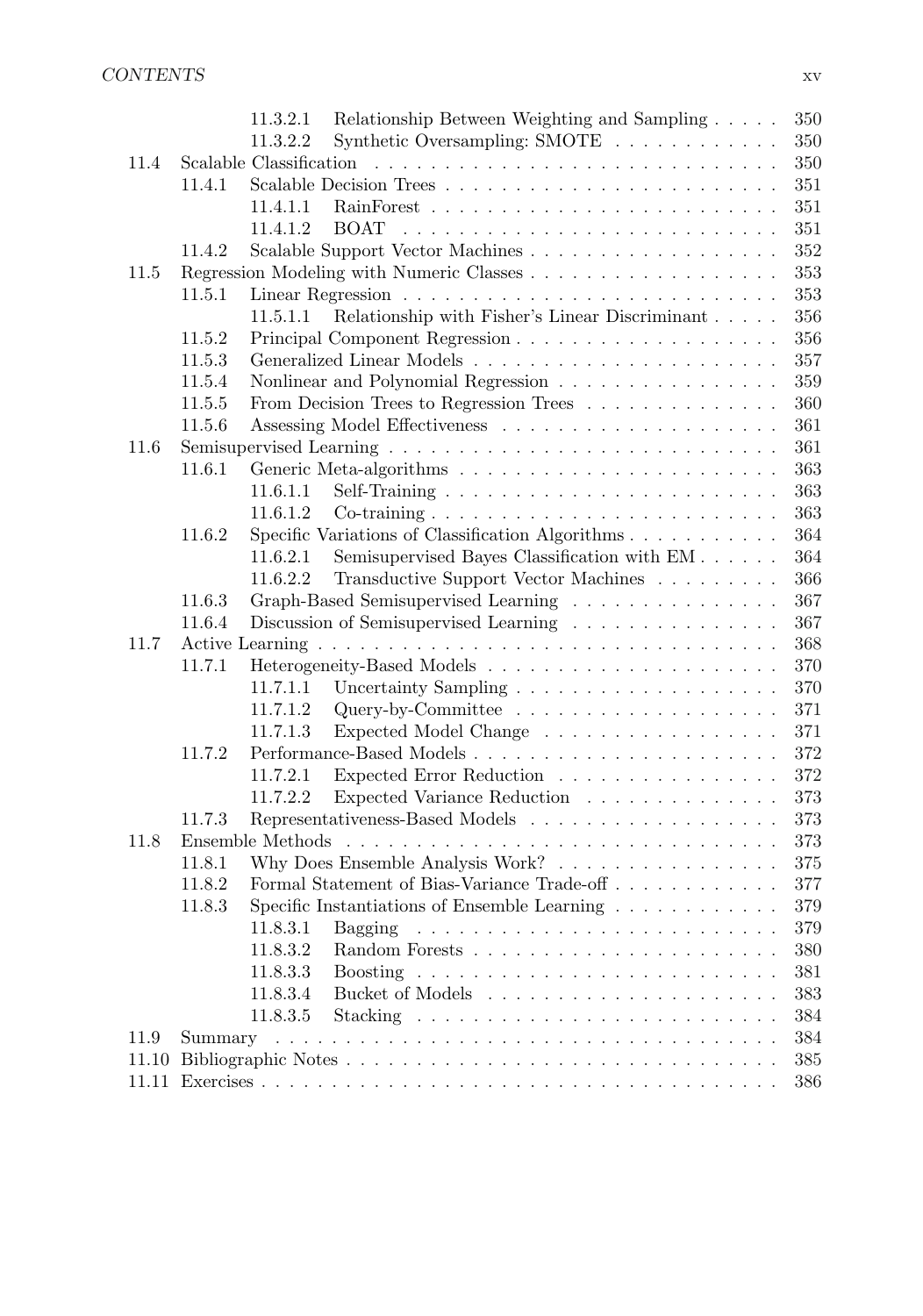11.3.2.1 Relationship Between Weighting and Sampling . . . . . 350
11.3.2.2 Synthetic Oversampling: SMOTE . . . . . . . . . . . . 350
11.4 Scalable Classification . . . . . . . . . . . . . . . . . . . . . . . . . . . . 350
11.4.1 Scalable Decision Trees . . . . . . . . . . . . . . . . . . . . . . . . 351
11.4.1.1 RainForest . . . . . . . . . . . . . . . . . . . . . . . . . 351
11.4.1.2 BOAT . . . . . . . . . . . . . . . . . . . . . . . . . . . 351
11.4.2 Scalable Support Vector Machines . . . . . . . . . . . . . . . . . . 352
11.5 Regression Modeling with Numeric Classes . . . . . . . . . . . . . . . . . . 353
11.5.1 Linear Regression . . . . . . . . . . . . . . . . . . . . . . . . . . . 353
11.5.1.1 Relationship with Fisher's Linear Discriminant . . . . . 356
11.5.2 Principal Component Regression . . . . . . . . . . . . . . . . . . . 356
11.5.3 Generalized Linear Models . . . . . . . . . . . . . . . . . . . . . . 357
11.5.4 Nonlinear and Polynomial Regression . . . . . . . . . . . . . . . . 359
11.5.5 From Decision Trees to Regression Trees . . . . . . . . . . . . . . 360
11.5.6 Assessing Model Effectiveness . . . . . . . . . . . . . . . . . . . . 361
11.6 Semisupervised Learning . . . . . . . . . . . . . . . . . . . . . . . . . . . 361
11.6.1 Generic Meta-algorithms . . . . . . . . . . . . . . . . . . . . . . . 363
11.6.1.1 Self-Training . . . . . . . . . . . . . . . . . . . . . . . . 363
11.6.1.2 Co-training . . . . . . . . . . . . . . . . . . . . . . . . 363
11.6.2 Specific Variations of Classification Algorithms . . . . . . . . . . . 364
11.6.2.1 Semisupervised Bayes Classification with EM . . . . . . 364
11.6.2.2 Transductive Support Vector Machines . . . . . . . . . 366
11.6.3 Graph-Based Semisupervised Learning . . . . . . . . . . . . . . . 367
11.6.4 Discussion of Semisupervised Learning . . . . . . . . . . . . . . . 367
11.7 Active Learning . . . . . . . . . . . . . . . . . . . . . . . . . . . . . . . 368
11.7.1 Heterogeneity-Based Models . . . . . . . . . . . . . . . . . . . . . 370
11.7.1.1 Uncertainty Sampling . . . . . . . . . . . . . . . . . . . 370
11.7.1.2 Query-by-Committee . . . . . . . . . . . . . . . . . . . 371
11.7.1.3 Expected Model Change . . . . . . . . . . . . . . . . . 371
11.7.2 Performance-Based Models . . . . . . . . . . . . . . . . . . . . . . 372
11.7.2.1 Expected Error Reduction . . . . . . . . . . . . . . . . 372
11.7.2.2 Expected Variance Reduction . . . . . . . . . . . . . . 373
11.7.3 Representativeness-Based Models . . . . . . . . . . . . . . . . . . 373
11.8 Ensemble Methods . . . . . . . . . . . . . . . . . . . . . . . . . . . . . . 373
11.8.1 Why Does Ensemble Analysis Work? . . . . . . . . . . . . . . . . 375
11.8.2 Formal Statement of Bias-Variance Trade-off . . . . . . . . . . . . 377
11.8.3 Specific Instantiations of Ensemble Learning . . . . . . . . . . . . 379
11.8.3.1 Bagging . . . . . . . . . . . . . . . . . . . . . . . . . . 379
11.8.3.2 Random Forests . . . . . . . . . . . . . . . . . . . . . . 380
11.8.3.3 Boosting . . . . . . . . . . . . . . . . . . . . . . . . . . 381
11.8.3.4 Bucket of Models . . . . . . . . . . . . . . . . . . . . . 383
11.8.3.5 Stacking . . . . . . . . . . . . . . . . . . . . . . . . . . 384
11.9 Summary . . . . . . . . . . . . . . . . . . . . . . . . . . . . . . . . . . . 384
11.10 Bibliographic Notes . . . . . . . . . . . . . . . . . . . . . . . . . . . . . 385
11.11 Exercises . . . . . . . . . . . . . . . . . . . . . . . . . . . . . . . . . . . 386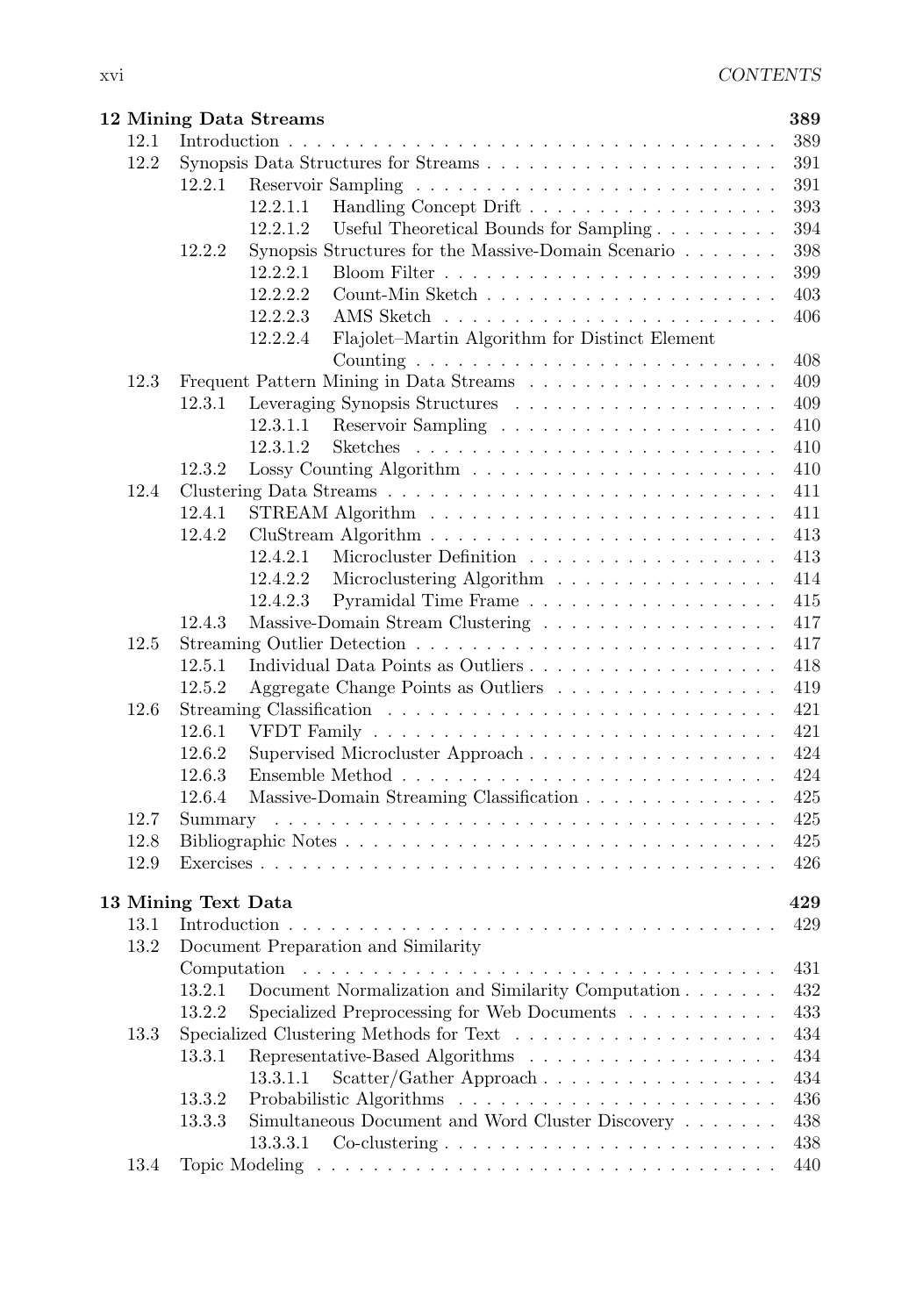**12 Mining Data Streams** 389

- 12.1 Introduction . . . 389
- 12.2 Synopsis Data Structures for Streams . . . 391
  - 12.2.1 Reservoir Sampling . . . 391
    - 12.2.1.1 Handling Concept Drift . . . 393
    - 12.2.1.2 Useful Theoretical Bounds for Sampling . . . 394
  - 12.2.2 Synopsis Structures for the Massive-Domain Scenario . . . 398
    - 12.2.2.1 Bloom Filter . . . 399
    - 12.2.2.2 Count-Min Sketch . . . 403
    - 12.2.2.3 AMS Sketch . . . 406
    - 12.2.2.4 Flajolet–Martin Algorithm for Distinct Element Counting . . . 408
- 12.3 Frequent Pattern Mining in Data Streams . . . 409
  - 12.3.1 Leveraging Synopsis Structures . . . 409
    - 12.3.1.1 Reservoir Sampling . . . 410
    - 12.3.1.2 Sketches . . . 410
  - 12.3.2 Lossy Counting Algorithm . . . 410
- 12.4 Clustering Data Streams . . . 411
  - 12.4.1 STREAM Algorithm . . . 411
  - 12.4.2 CluStream Algorithm . . . 413
    - 12.4.2.1 Microcluster Definition . . . 413
    - 12.4.2.2 Microclustering Algorithm . . . 414
    - 12.4.2.3 Pyramidal Time Frame . . . 415
  - 12.4.3 Massive-Domain Stream Clustering . . . 417
- 12.5 Streaming Outlier Detection . . . 417
  - 12.5.1 Individual Data Points as Outliers . . . 418
  - 12.5.2 Aggregate Change Points as Outliers . . . 419
- 12.6 Streaming Classification . . . 421
  - 12.6.1 VFDT Family . . . 421
  - 12.6.2 Supervised Microcluster Approach . . . 424
  - 12.6.3 Ensemble Method . . . 424
  - 12.6.4 Massive-Domain Streaming Classification . . . 425
- 12.7 Summary . . . 425
- 12.8 Bibliographic Notes . . . 425
- 12.9 Exercises . . . 426

**13 Mining Text Data** 429

- 13.1 Introduction . . . 429
- 13.2 Document Preparation and Similarity Computation . . . 431
  - 13.2.1 Document Normalization and Similarity Computation . . . 432
  - 13.2.2 Specialized Preprocessing for Web Documents . . . 433
- 13.3 Specialized Clustering Methods for Text . . . 434
  - 13.3.1 Representative-Based Algorithms . . . 434
    - 13.3.1.1 Scatter/Gather Approach . . . 434
  - 13.3.2 Probabilistic Algorithms . . . 436
  - 13.3.3 Simultaneous Document and Word Cluster Discovery . . . 438
    - 13.3.3.1 Co-clustering . . . 438
- 13.4 Topic Modeling . . . 440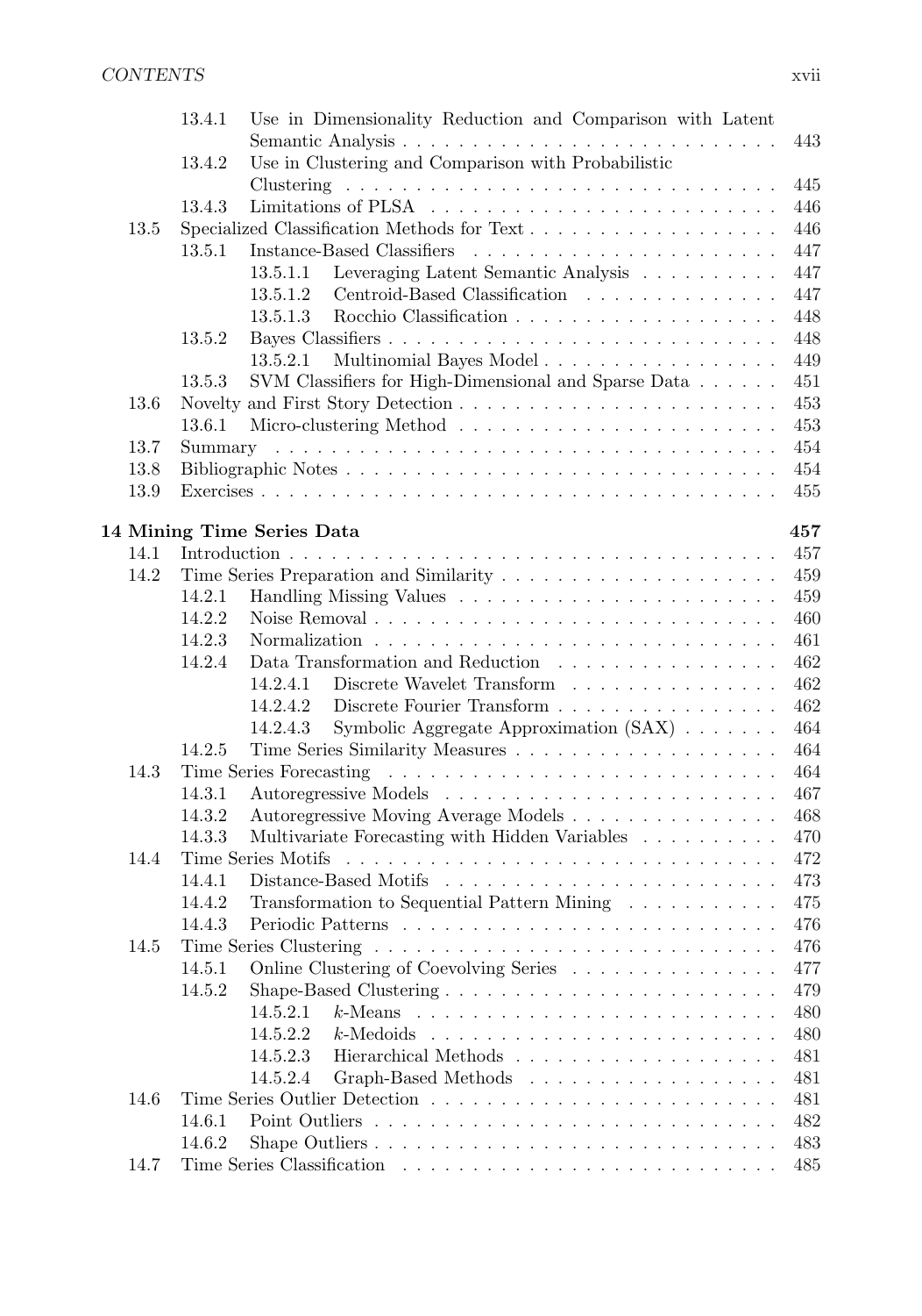- 13.4.1 Use in Dimensionality Reduction and Comparison with Latent Semantic Analysis . . . . . 443
- 13.4.2 Use in Clustering and Comparison with Probabilistic Clustering . . . . . 445
- 13.4.3 Limitations of PLSA . . . . . 446
- 13.5 Specialized Classification Methods for Text . . . . . 446
  - 13.5.1 Instance-Based Classifiers . . . . . 447
    - 13.5.1.1 Leveraging Latent Semantic Analysis . . . . . 447
    - 13.5.1.2 Centroid-Based Classification . . . . . 447
    - 13.5.1.3 Rocchio Classification . . . . . 448
  - 13.5.2 Bayes Classifiers . . . . . 448
    - 13.5.2.1 Multinomial Bayes Model . . . . . 449
  - 13.5.3 SVM Classifiers for High-Dimensional and Sparse Data . . . . . 451
- 13.6 Novelty and First Story Detection . . . . . 453
  - 13.6.1 Micro-clustering Method . . . . . 453
- 13.7 Summary . . . . . 454
- 13.8 Bibliographic Notes . . . . . 454
- 13.9 Exercises . . . . . 455

**14 Mining Time Series Data** **457**

- 14.1 Introduction . . . . . 457
- 14.2 Time Series Preparation and Similarity . . . . . 459
  - 14.2.1 Handling Missing Values . . . . . 459
  - 14.2.2 Noise Removal . . . . . 460
  - 14.2.3 Normalization . . . . . 461
  - 14.2.4 Data Transformation and Reduction . . . . . 462
    - 14.2.4.1 Discrete Wavelet Transform . . . . . 462
    - 14.2.4.2 Discrete Fourier Transform . . . . . 462
    - 14.2.4.3 Symbolic Aggregate Approximation (SAX) . . . . . 464
  - 14.2.5 Time Series Similarity Measures . . . . . 464
- 14.3 Time Series Forecasting . . . . . 464
  - 14.3.1 Autoregressive Models . . . . . 467
  - 14.3.2 Autoregressive Moving Average Models . . . . . 468
  - 14.3.3 Multivariate Forecasting with Hidden Variables . . . . . 470
- 14.4 Time Series Motifs . . . . . 472
  - 14.4.1 Distance-Based Motifs . . . . . 473
  - 14.4.2 Transformation to Sequential Pattern Mining . . . . . 475
  - 14.4.3 Periodic Patterns . . . . . 476
- 14.5 Time Series Clustering . . . . . 476
  - 14.5.1 Online Clustering of Coevolving Series . . . . . 477
  - 14.5.2 Shape-Based Clustering . . . . . 479
    - 14.5.2.1 $k$-Means . . . . . 480
    - 14.5.2.2 $k$-Medoids . . . . . 480
    - 14.5.2.3 Hierarchical Methods . . . . . 481
    - 14.5.2.4 Graph-Based Methods . . . . . 481
- 14.6 Time Series Outlier Detection . . . . . 481
  - 14.6.1 Point Outliers . . . . . 482
  - 14.6.2 Shape Outliers . . . . . 483
- 14.7 Time Series Classification . . . . . 485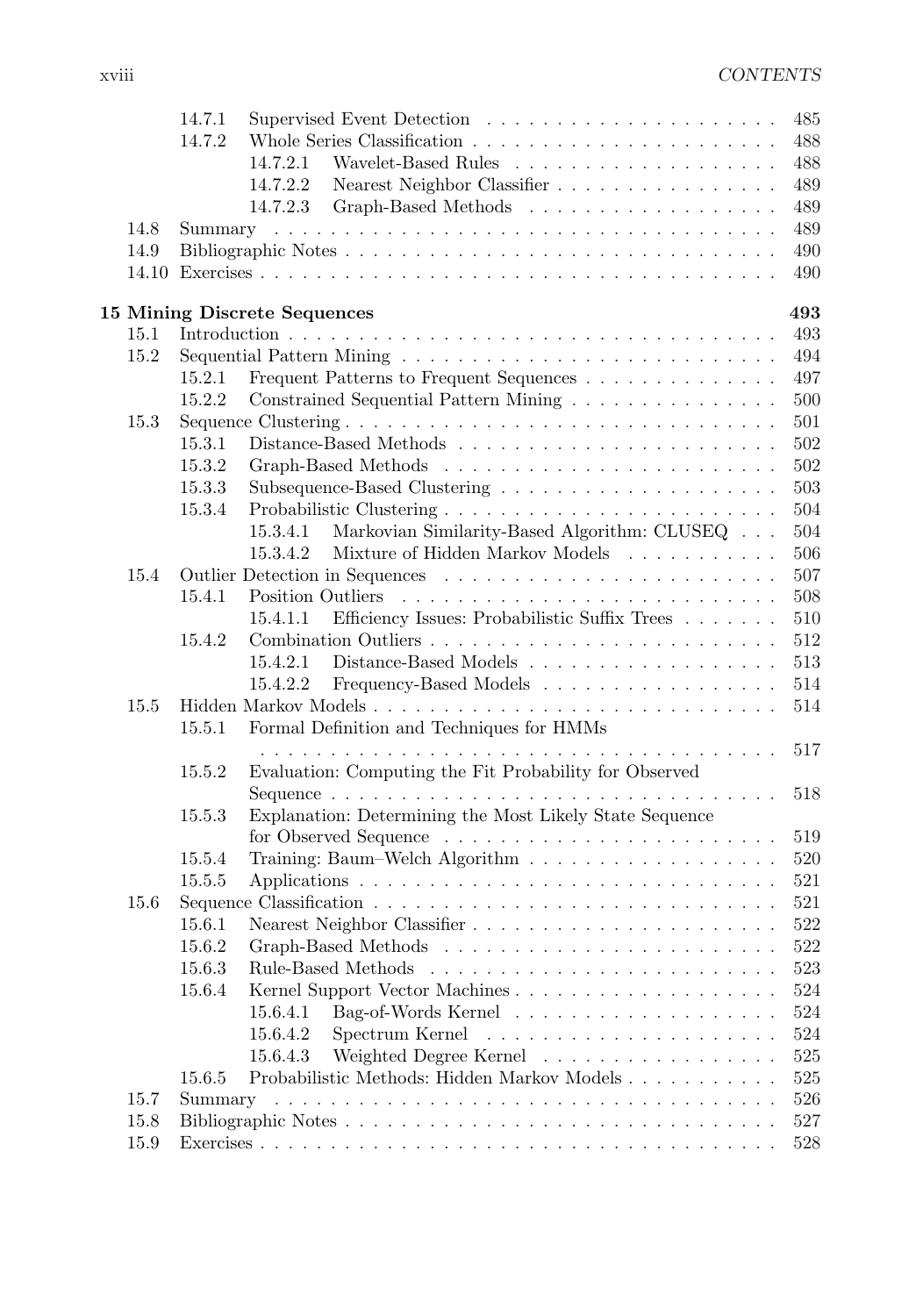14.7.1 Supervised Event Detection . . . . . . . . . . . . . . . . . . . . . 485
14.7.2 Whole Series Classification . . . . . . . . . . . . . . . . . . . . . . 488
14.7.2.1 Wavelet-Based Rules . . . . . . . . . . . . . . . . . . . 488
14.7.2.2 Nearest Neighbor Classifier . . . . . . . . . . . . . . . . 489
14.7.2.3 Graph-Based Methods . . . . . . . . . . . . . . . . . . 489
14.8 Summary . . . . . . . . . . . . . . . . . . . . . . . . . . . . . . . . . . 489
14.9 Bibliographic Notes . . . . . . . . . . . . . . . . . . . . . . . . . . . . . 490
14.10 Exercises . . . . . . . . . . . . . . . . . . . . . . . . . . . . . . . . . . 490

**15 Mining Discrete Sequences 493**

15.1 Introduction . . . . . . . . . . . . . . . . . . . . . . . . . . . . . . . . . 493
15.2 Sequential Pattern Mining . . . . . . . . . . . . . . . . . . . . . . . . . 494
15.2.1 Frequent Patterns to Frequent Sequences . . . . . . . . . . . . . . 497
15.2.2 Constrained Sequential Pattern Mining . . . . . . . . . . . . . . . 500
15.3 Sequence Clustering . . . . . . . . . . . . . . . . . . . . . . . . . . . . . 501
15.3.1 Distance-Based Methods . . . . . . . . . . . . . . . . . . . . . . . 502
15.3.2 Graph-Based Methods . . . . . . . . . . . . . . . . . . . . . . . . 502
15.3.3 Subsequence-Based Clustering . . . . . . . . . . . . . . . . . . . . 503
15.3.4 Probabilistic Clustering . . . . . . . . . . . . . . . . . . . . . . . . 504
15.3.4.1 Markovian Similarity-Based Algorithm: CLUSEQ . . . 504
15.3.4.2 Mixture of Hidden Markov Models . . . . . . . . . . . 506
15.4 Outlier Detection in Sequences . . . . . . . . . . . . . . . . . . . . . . . 507
15.4.1 Position Outliers . . . . . . . . . . . . . . . . . . . . . . . . . . . 508
15.4.1.1 Efficiency Issues: Probabilistic Suffix Trees . . . . . . . 510
15.4.2 Combination Outliers . . . . . . . . . . . . . . . . . . . . . . . . . 512
15.4.2.1 Distance-Based Models . . . . . . . . . . . . . . . . . . 513
15.4.2.2 Frequency-Based Models . . . . . . . . . . . . . . . . . 514
15.5 Hidden Markov Models . . . . . . . . . . . . . . . . . . . . . . . . . . . . 514
15.5.1 Formal Definition and Techniques for HMMs . . . . . . . . . . . . 517
15.5.2 Evaluation: Computing the Fit Probability for Observed Sequence . . . . . . . . . . . . . . . . . . . . . . . . . . . . . . . 518
15.5.3 Explanation: Determining the Most Likely State Sequence for Observed Sequence . . . . . . . . . . . . . . . . . . . . . . . . 519
15.5.4 Training: Baum–Welch Algorithm . . . . . . . . . . . . . . . . . . 520
15.5.5 Applications . . . . . . . . . . . . . . . . . . . . . . . . . . . . . . 521
15.6 Sequence Classification . . . . . . . . . . . . . . . . . . . . . . . . . . . 521
15.6.1 Nearest Neighbor Classifier . . . . . . . . . . . . . . . . . . . . . . 522
15.6.2 Graph-Based Methods . . . . . . . . . . . . . . . . . . . . . . . . 522
15.6.3 Rule-Based Methods . . . . . . . . . . . . . . . . . . . . . . . . . 523
15.6.4 Kernel Support Vector Machines . . . . . . . . . . . . . . . . . . . 524
15.6.4.1 Bag-of-Words Kernel . . . . . . . . . . . . . . . . . . . 524
15.6.4.2 Spectrum Kernel . . . . . . . . . . . . . . . . . . . . . 524
15.6.4.3 Weighted Degree Kernel . . . . . . . . . . . . . . . . . 525
15.6.5 Probabilistic Methods: Hidden Markov Models . . . . . . . . . . . 525
15.7 Summary . . . . . . . . . . . . . . . . . . . . . . . . . . . . . . . . . . 526
15.8 Bibliographic Notes . . . . . . . . . . . . . . . . . . . . . . . . . . . . . 527
15.9 Exercises . . . . . . . . . . . . . . . . . . . . . . . . . . . . . . . . . . 528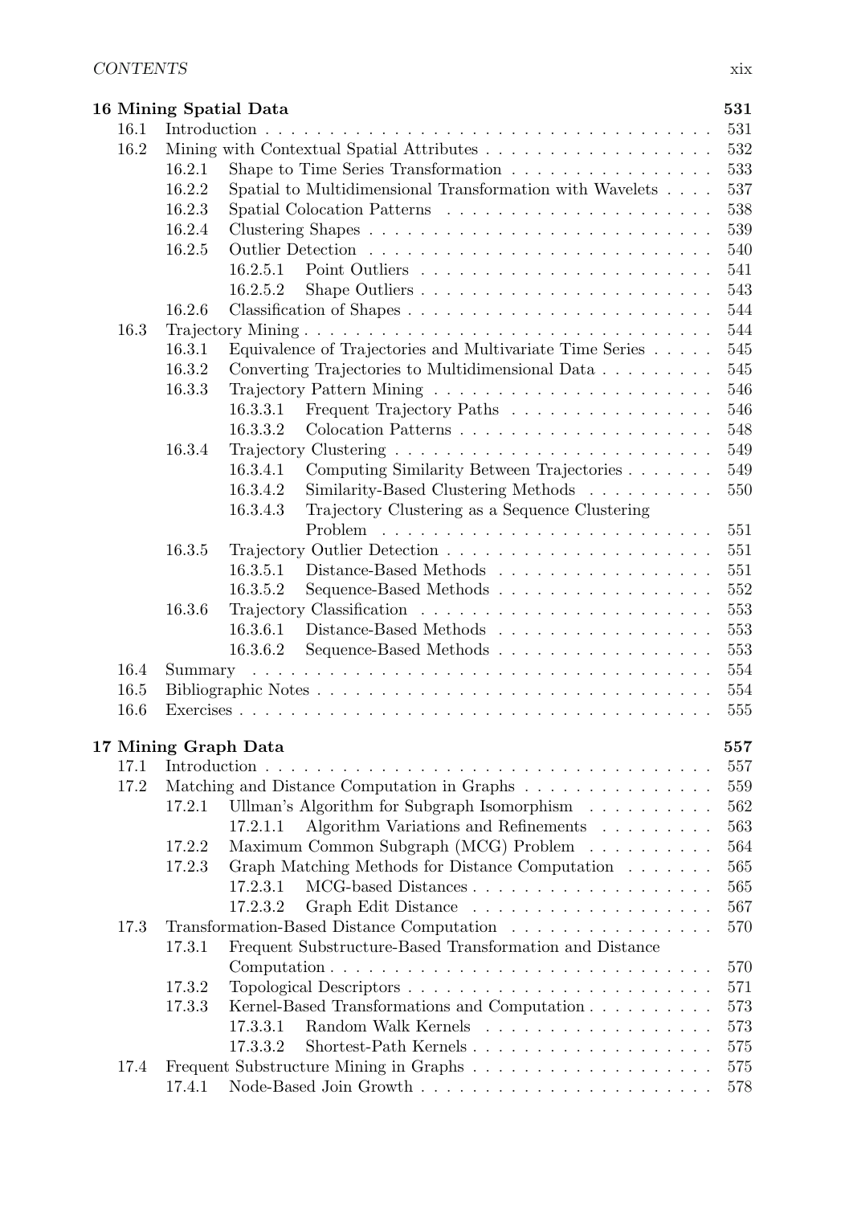**16 Mining Spatial Data** 531

- 16.1 Introduction . . . 531
- 16.2 Mining with Contextual Spatial Attributes . . . 532
  - 16.2.1 Shape to Time Series Transformation . . . 533
  - 16.2.2 Spatial to Multidimensional Transformation with Wavelets . . . 537
  - 16.2.3 Spatial Colocation Patterns . . . 538
  - 16.2.4 Clustering Shapes . . . 539
  - 16.2.5 Outlier Detection . . . 540
    - 16.2.5.1 Point Outliers . . . 541
    - 16.2.5.2 Shape Outliers . . . 543
  - 16.2.6 Classification of Shapes . . . 544
- 16.3 Trajectory Mining . . . 544
  - 16.3.1 Equivalence of Trajectories and Multivariate Time Series . . . 545
  - 16.3.2 Converting Trajectories to Multidimensional Data . . . 545
  - 16.3.3 Trajectory Pattern Mining . . . 546
    - 16.3.3.1 Frequent Trajectory Paths . . . 546
    - 16.3.3.2 Colocation Patterns . . . 548
  - 16.3.4 Trajectory Clustering . . . 549
    - 16.3.4.1 Computing Similarity Between Trajectories . . . 549
    - 16.3.4.2 Similarity-Based Clustering Methods . . . 550
    - 16.3.4.3 Trajectory Clustering as a Sequence Clustering Problem . . . 551
  - 16.3.5 Trajectory Outlier Detection . . . 551
    - 16.3.5.1 Distance-Based Methods . . . 551
    - 16.3.5.2 Sequence-Based Methods . . . 552
  - 16.3.6 Trajectory Classification . . . 553
    - 16.3.6.1 Distance-Based Methods . . . 553
    - 16.3.6.2 Sequence-Based Methods . . . 553
- 16.4 Summary . . . 554
- 16.5 Bibliographic Notes . . . 554
- 16.6 Exercises . . . 555

**17 Mining Graph Data** 557

- 17.1 Introduction . . . 557
- 17.2 Matching and Distance Computation in Graphs . . . 559
  - 17.2.1 Ullman's Algorithm for Subgraph Isomorphism . . . 562
    - 17.2.1.1 Algorithm Variations and Refinements . . . 563
  - 17.2.2 Maximum Common Subgraph (MCG) Problem . . . 564
  - 17.2.3 Graph Matching Methods for Distance Computation . . . 565
    - 17.2.3.1 MCG-based Distances . . . 565
    - 17.2.3.2 Graph Edit Distance . . . 567
- 17.3 Transformation-Based Distance Computation . . . 570
  - 17.3.1 Frequent Substructure-Based Transformation and Distance Computation . . . 570
  - 17.3.2 Topological Descriptors . . . 571
  - 17.3.3 Kernel-Based Transformations and Computation . . . 573
    - 17.3.3.1 Random Walk Kernels . . . 573
    - 17.3.3.2 Shortest-Path Kernels . . . 575
- 17.4 Frequent Substructure Mining in Graphs . . . 575
  - 17.4.1 Node-Based Join Growth . . . 578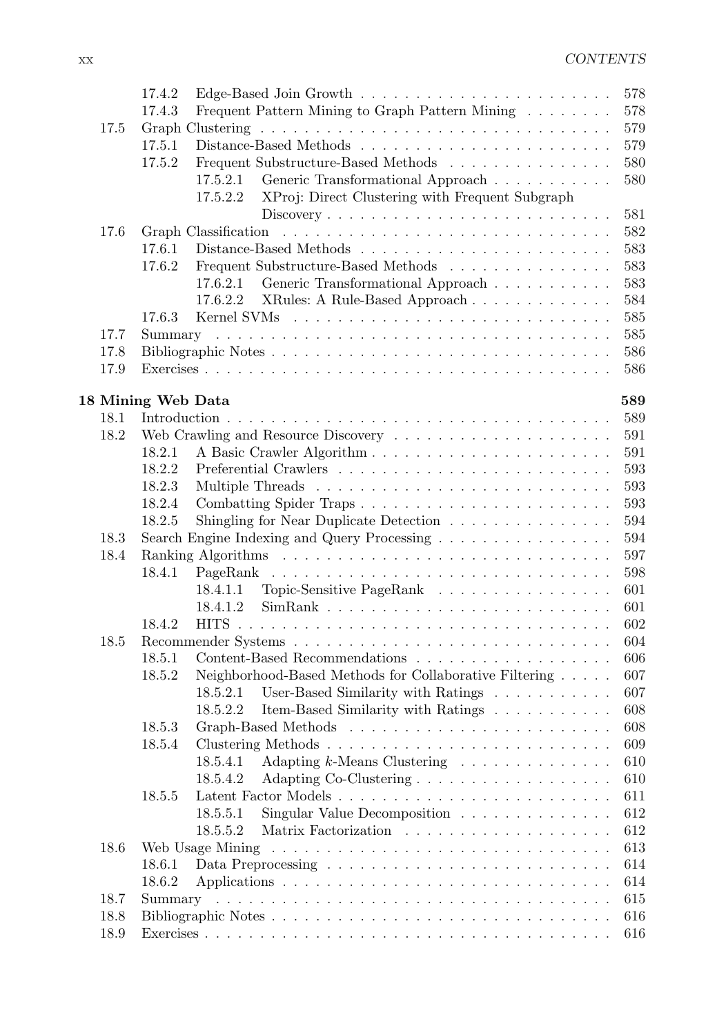- 17.4.2 Edge-Based Join Growth . . . 578
- 17.4.3 Frequent Pattern Mining to Graph Pattern Mining . . . 578
- 17.5 Graph Clustering . . . 579
  - 17.5.1 Distance-Based Methods . . . 579
  - 17.5.2 Frequent Substructure-Based Methods . . . 580
    - 17.5.2.1 Generic Transformational Approach . . . 580
    - 17.5.2.2 XProj: Direct Clustering with Frequent Subgraph Discovery . . . 581
- 17.6 Graph Classification . . . 582
  - 17.6.1 Distance-Based Methods . . . 583
  - 17.6.2 Frequent Substructure-Based Methods . . . 583
    - 17.6.2.1 Generic Transformational Approach . . . 583
    - 17.6.2.2 XRules: A Rule-Based Approach . . . 584
  - 17.6.3 Kernel SVMs . . . 585
- 17.7 Summary . . . 585
- 17.8 Bibliographic Notes . . . 586
- 17.9 Exercises . . . 586

## 18 Mining Web Data 589

- 18.1 Introduction . . . 589
- 18.2 Web Crawling and Resource Discovery . . . 591
  - 18.2.1 A Basic Crawler Algorithm . . . 591
  - 18.2.2 Preferential Crawlers . . . 593
  - 18.2.3 Multiple Threads . . . 593
  - 18.2.4 Combatting Spider Traps . . . 593
  - 18.2.5 Shingling for Near Duplicate Detection . . . 594
- 18.3 Search Engine Indexing and Query Processing . . . 594
- 18.4 Ranking Algorithms . . . 597
  - 18.4.1 PageRank . . . 598
    - 18.4.1.1 Topic-Sensitive PageRank . . . 601
    - 18.4.1.2 SimRank . . . 601
  - 18.4.2 HITS . . . 602
- 18.5 Recommender Systems . . . 604
  - 18.5.1 Content-Based Recommendations . . . 606
  - 18.5.2 Neighborhood-Based Methods for Collaborative Filtering . . . 607
    - 18.5.2.1 User-Based Similarity with Ratings . . . 607
    - 18.5.2.2 Item-Based Similarity with Ratings . . . 608
  - 18.5.3 Graph-Based Methods . . . 608
  - 18.5.4 Clustering Methods . . . 609
    - 18.5.4.1 Adapting $k$-Means Clustering . . . 610
    - 18.5.4.2 Adapting Co-Clustering . . . 610
  - 18.5.5 Latent Factor Models . . . 611
    - 18.5.5.1 Singular Value Decomposition . . . 612
    - 18.5.5.2 Matrix Factorization . . . 612
- 18.6 Web Usage Mining . . . 613
  - 18.6.1 Data Preprocessing . . . 614
  - 18.6.2 Applications . . . 614
- 18.7 Summary . . . 615
- 18.8 Bibliographic Notes . . . 616
- 18.9 Exercises . . . 616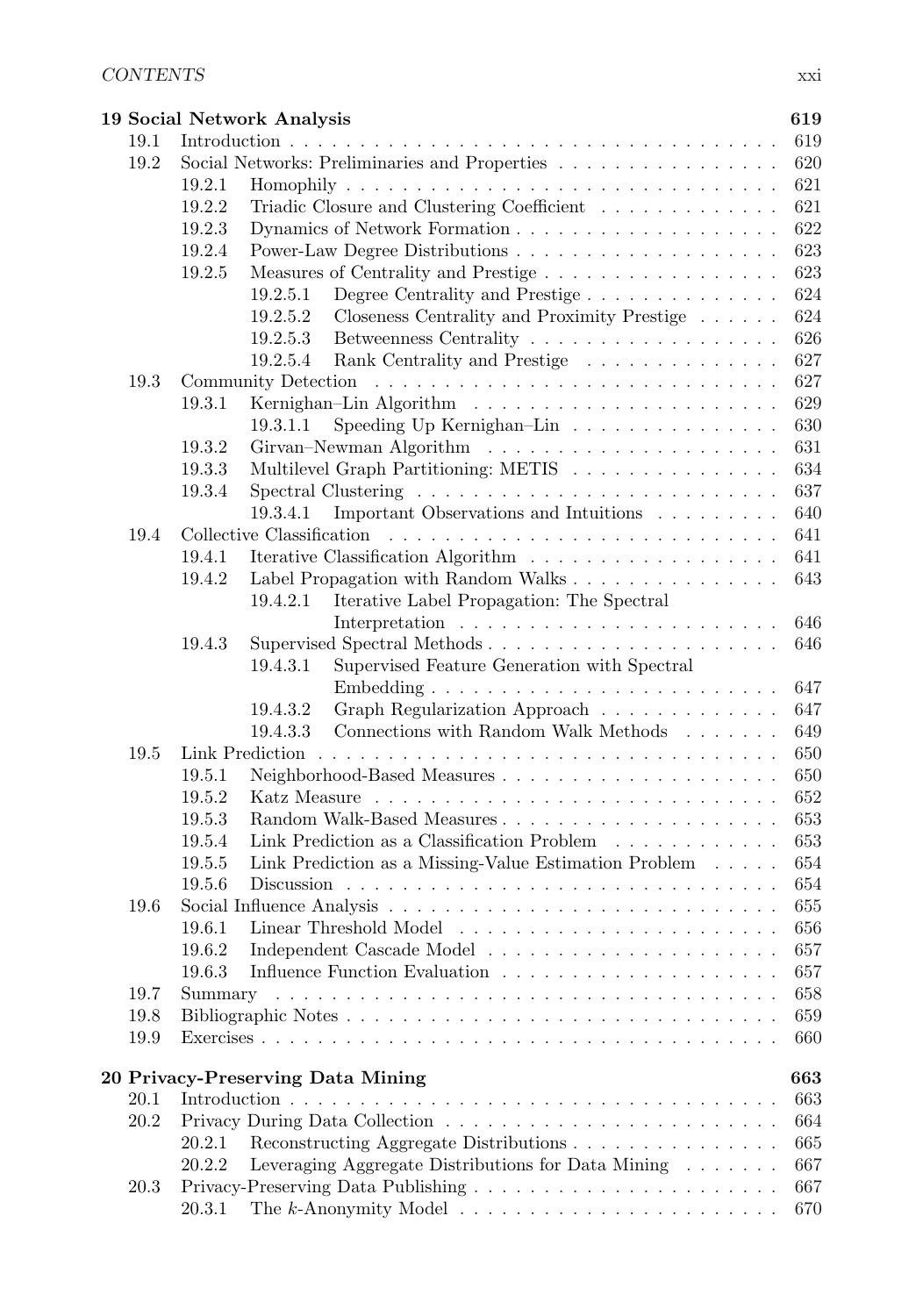**19 Social Network Analysis** 619

- 19.1 Introduction . . . . . . . . . . . . . . . . . . . . . . . . . . . . . . . . . . . 619
- 19.2 Social Networks: Preliminaries and Properties . . . . . . . . . . . . . . . . 620
  - 19.2.1 Homophily . . . . . . . . . . . . . . . . . . . . . . . . . . . . . . 621
  - 19.2.2 Triadic Closure and Clustering Coefficient . . . . . . . . . . . . . 621
  - 19.2.3 Dynamics of Network Formation . . . . . . . . . . . . . . . . . . . 622
  - 19.2.4 Power-Law Degree Distributions . . . . . . . . . . . . . . . . . . . 623
  - 19.2.5 Measures of Centrality and Prestige . . . . . . . . . . . . . . . . . 623
    - 19.2.5.1 Degree Centrality and Prestige . . . . . . . . . . . . . . 624
    - 19.2.5.2 Closeness Centrality and Proximity Prestige . . . . . . 624
    - 19.2.5.3 Betweenness Centrality . . . . . . . . . . . . . . . . . . 626
    - 19.2.5.4 Rank Centrality and Prestige . . . . . . . . . . . . . . 627
- 19.3 Community Detection . . . . . . . . . . . . . . . . . . . . . . . . . . . . 627
  - 19.3.1 Kernighan–Lin Algorithm . . . . . . . . . . . . . . . . . . . . . . 629
    - 19.3.1.1 Speeding Up Kernighan–Lin . . . . . . . . . . . . . . . 630
  - 19.3.2 Girvan–Newman Algorithm . . . . . . . . . . . . . . . . . . . . . 631
  - 19.3.3 Multilevel Graph Partitioning: METIS . . . . . . . . . . . . . . . 634
  - 19.3.4 Spectral Clustering . . . . . . . . . . . . . . . . . . . . . . . . . . 637
    - 19.3.4.1 Important Observations and Intuitions . . . . . . . . . 640
- 19.4 Collective Classification . . . . . . . . . . . . . . . . . . . . . . . . . . . 641
  - 19.4.1 Iterative Classification Algorithm . . . . . . . . . . . . . . . . . . 641
  - 19.4.2 Label Propagation with Random Walks . . . . . . . . . . . . . . . 643
    - 19.4.2.1 Iterative Label Propagation: The Spectral Interpretation . . . . . . . . . . . . . . . . . . . . . . 646
  - 19.4.3 Supervised Spectral Methods . . . . . . . . . . . . . . . . . . . . . 646
    - 19.4.3.1 Supervised Feature Generation with Spectral Embedding . . . . . . . . . . . . . . . . . . . . . . . . 647
    - 19.4.3.2 Graph Regularization Approach . . . . . . . . . . . . . 647
    - 19.4.3.3 Connections with Random Walk Methods . . . . . . . 649
- 19.5 Link Prediction . . . . . . . . . . . . . . . . . . . . . . . . . . . . . . . . 650
  - 19.5.1 Neighborhood-Based Measures . . . . . . . . . . . . . . . . . . . . 650
  - 19.5.2 Katz Measure . . . . . . . . . . . . . . . . . . . . . . . . . . . . . 652
  - 19.5.3 Random Walk-Based Measures . . . . . . . . . . . . . . . . . . . . 653
  - 19.5.4 Link Prediction as a Classification Problem . . . . . . . . . . . . 653
  - 19.5.5 Link Prediction as a Missing-Value Estimation Problem . . . . . 654
  - 19.5.6 Discussion . . . . . . . . . . . . . . . . . . . . . . . . . . . . . . . 654
- 19.6 Social Influence Analysis . . . . . . . . . . . . . . . . . . . . . . . . . . . 655
  - 19.6.1 Linear Threshold Model . . . . . . . . . . . . . . . . . . . . . . . 656
  - 19.6.2 Independent Cascade Model . . . . . . . . . . . . . . . . . . . . . 657
  - 19.6.3 Influence Function Evaluation . . . . . . . . . . . . . . . . . . . . 657
- 19.7 Summary . . . . . . . . . . . . . . . . . . . . . . . . . . . . . . . . . . . 658
- 19.8 Bibliographic Notes . . . . . . . . . . . . . . . . . . . . . . . . . . . . . 659
- 19.9 Exercises . . . . . . . . . . . . . . . . . . . . . . . . . . . . . . . . . . . 660

**20 Privacy-Preserving Data Mining** 663

- 20.1 Introduction . . . . . . . . . . . . . . . . . . . . . . . . . . . . . . . . . . 663
- 20.2 Privacy During Data Collection . . . . . . . . . . . . . . . . . . . . . . . 664
  - 20.2.1 Reconstructing Aggregate Distributions . . . . . . . . . . . . . . . 665
  - 20.2.2 Leveraging Aggregate Distributions for Data Mining . . . . . . . 667
- 20.3 Privacy-Preserving Data Publishing . . . . . . . . . . . . . . . . . . . . . 667
  - 20.3.1 The $k$-Anonymity Model . . . . . . . . . . . . . . . . . . . . . . . 670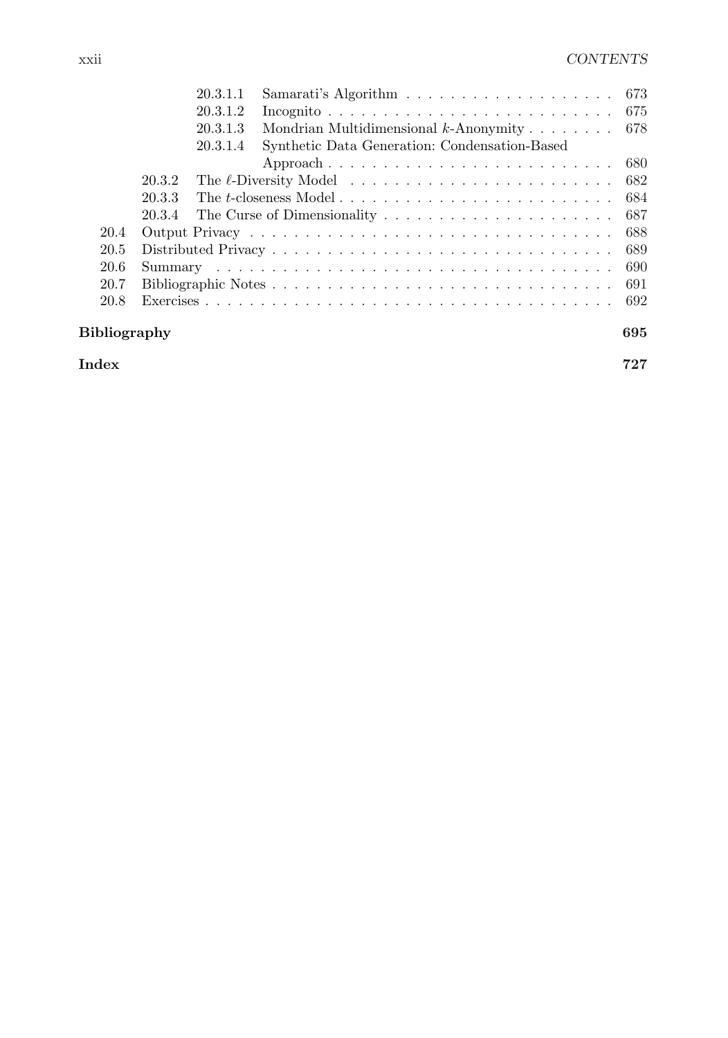20.3.1.1 Samarati's Algorithm . . . . . . . . . . . . . . . . . . . 673
20.3.1.2 Incognito . . . . . . . . . . . . . . . . . . . . . . . . . 675
20.3.1.3 Mondrian Multidimensional $k$-Anonymity . . . . . . . . 678
20.3.1.4 Synthetic Data Generation: Condensation-Based Approach . . . . . . . . . . . . . . . . . . . . . . . . . 680

20.3.2 The $\ell$-Diversity Model . . . . . . . . . . . . . . . . . . . . . . 682
20.3.3 The $t$-closeness Model . . . . . . . . . . . . . . . . . . . . . . . 684
20.3.4 The Curse of Dimensionality . . . . . . . . . . . . . . . . . . . . 687

20.4 Output Privacy . . . . . . . . . . . . . . . . . . . . . . . . . . . . . 688
20.5 Distributed Privacy . . . . . . . . . . . . . . . . . . . . . . . . . . . 689
20.6 Summary . . . . . . . . . . . . . . . . . . . . . . . . . . . . . . . . 690
20.7 Bibliographic Notes . . . . . . . . . . . . . . . . . . . . . . . . . . . 691
20.8 Exercises . . . . . . . . . . . . . . . . . . . . . . . . . . . . . . . . 692

**Bibliography** **695**

**Index** **727**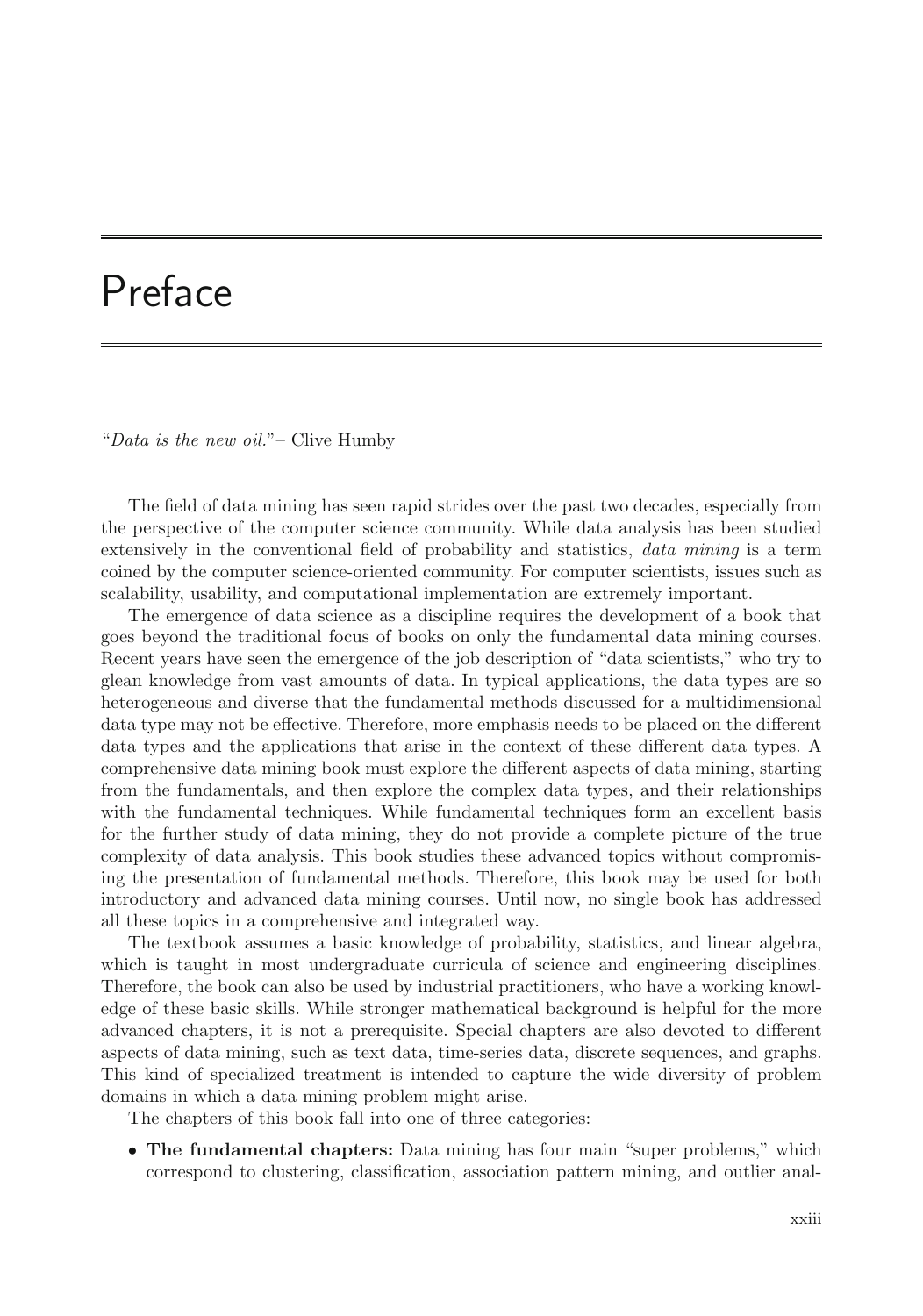# Preface

"*Data is the new oil.*"– Clive Humby

The field of data mining has seen rapid strides over the past two decades, especially from the perspective of the computer science community. While data analysis has been studied extensively in the conventional field of probability and statistics, *data mining* is a term coined by the computer science-oriented community. For computer scientists, issues such as scalability, usability, and computational implementation are extremely important.

The emergence of data science as a discipline requires the development of a book that goes beyond the traditional focus of books on only the fundamental data mining courses. Recent years have seen the emergence of the job description of "data scientists," who try to glean knowledge from vast amounts of data. In typical applications, the data types are so heterogeneous and diverse that the fundamental methods discussed for a multidimensional data type may not be effective. Therefore, more emphasis needs to be placed on the different data types and the applications that arise in the context of these different data types. A comprehensive data mining book must explore the different aspects of data mining, starting from the fundamentals, and then explore the complex data types, and their relationships with the fundamental techniques. While fundamental techniques form an excellent basis for the further study of data mining, they do not provide a complete picture of the true complexity of data analysis. This book studies these advanced topics without compromising the presentation of fundamental methods. Therefore, this book may be used for both introductory and advanced data mining courses. Until now, no single book has addressed all these topics in a comprehensive and integrated way.

The textbook assumes a basic knowledge of probability, statistics, and linear algebra, which is taught in most undergraduate curricula of science and engineering disciplines. Therefore, the book can also be used by industrial practitioners, who have a working knowledge of these basic skills. While stronger mathematical background is helpful for the more advanced chapters, it is not a prerequisite. Special chapters are also devoted to different aspects of data mining, such as text data, time-series data, discrete sequences, and graphs. This kind of specialized treatment is intended to capture the wide diversity of problem domains in which a data mining problem might arise.

The chapters of this book fall into one of three categories:

- **The fundamental chapters:** Data mining has four main "super problems," which correspond to clustering, classification, association pattern mining, and outlier anal-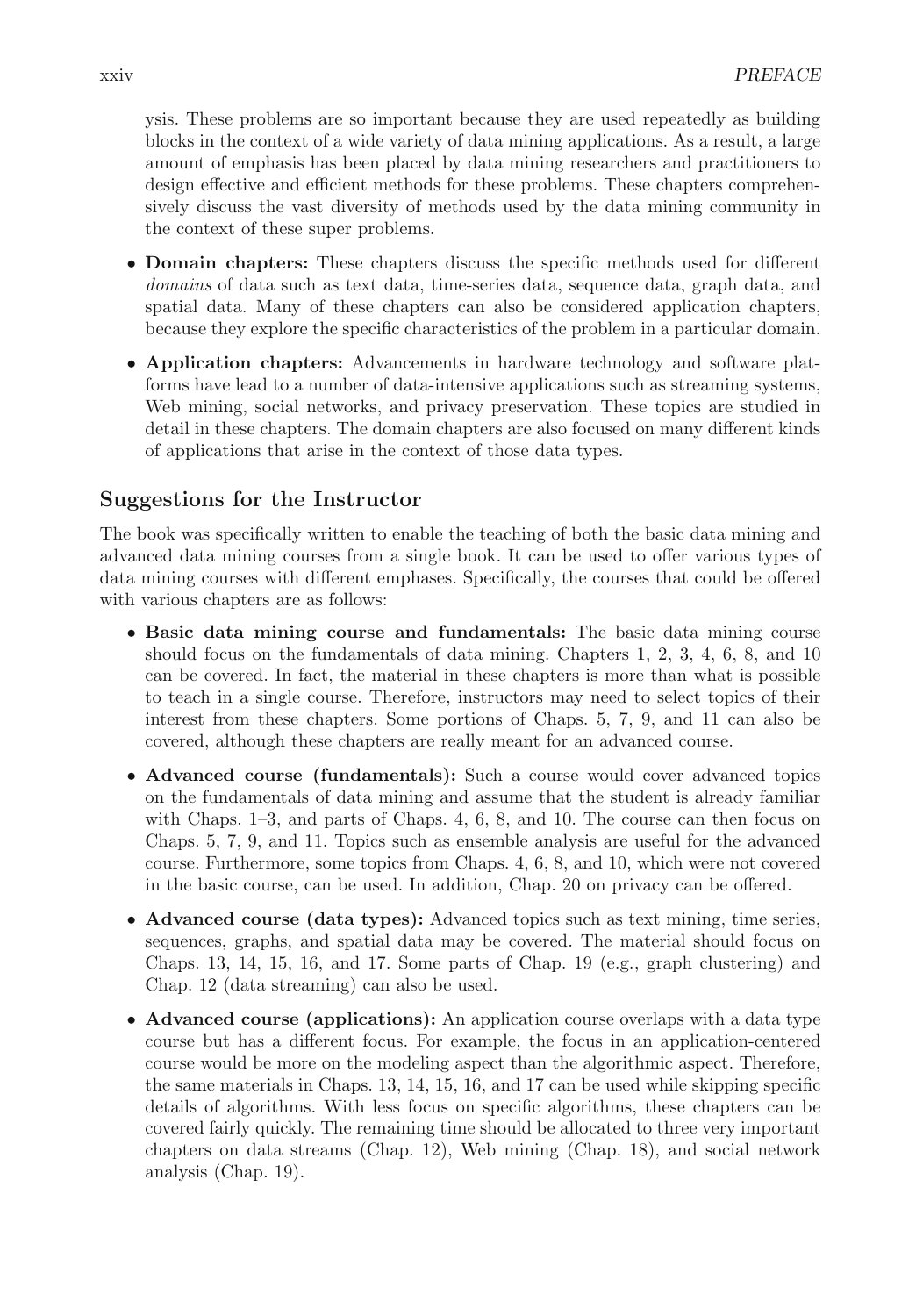ysis. These problems are so important because they are used repeatedly as building blocks in the context of a wide variety of data mining applications. As a result, a large amount of emphasis has been placed by data mining researchers and practitioners to design effective and efficient methods for these problems. These chapters comprehensively discuss the vast diversity of methods used by the data mining community in the context of these super problems.

- **Domain chapters:** These chapters discuss the specific methods used for different *domains* of data such as text data, time-series data, sequence data, graph data, and spatial data. Many of these chapters can also be considered application chapters, because they explore the specific characteristics of the problem in a particular domain.
- **Application chapters:** Advancements in hardware technology and software platforms have lead to a number of data-intensive applications such as streaming systems, Web mining, social networks, and privacy preservation. These topics are studied in detail in these chapters. The domain chapters are also focused on many different kinds of applications that arise in the context of those data types.

## Suggestions for the Instructor

The book was specifically written to enable the teaching of both the basic data mining and advanced data mining courses from a single book. It can be used to offer various types of data mining courses with different emphases. Specifically, the courses that could be offered with various chapters are as follows:

- **Basic data mining course and fundamentals:** The basic data mining course should focus on the fundamentals of data mining. Chapters 1, 2, 3, 4, 6, 8, and 10 can be covered. In fact, the material in these chapters is more than what is possible to teach in a single course. Therefore, instructors may need to select topics of their interest from these chapters. Some portions of Chaps. 5, 7, 9, and 11 can also be covered, although these chapters are really meant for an advanced course.
- **Advanced course (fundamentals):** Such a course would cover advanced topics on the fundamentals of data mining and assume that the student is already familiar with Chaps. 1–3, and parts of Chaps. 4, 6, 8, and 10. The course can then focus on Chaps. 5, 7, 9, and 11. Topics such as ensemble analysis are useful for the advanced course. Furthermore, some topics from Chaps. 4, 6, 8, and 10, which were not covered in the basic course, can be used. In addition, Chap. 20 on privacy can be offered.
- **Advanced course (data types):** Advanced topics such as text mining, time series, sequences, graphs, and spatial data may be covered. The material should focus on Chaps. 13, 14, 15, 16, and 17. Some parts of Chap. 19 (e.g., graph clustering) and Chap. 12 (data streaming) can also be used.
- **Advanced course (applications):** An application course overlaps with a data type course but has a different focus. For example, the focus in an application-centered course would be more on the modeling aspect than the algorithmic aspect. Therefore, the same materials in Chaps. 13, 14, 15, 16, and 17 can be used while skipping specific details of algorithms. With less focus on specific algorithms, these chapters can be covered fairly quickly. The remaining time should be allocated to three very important chapters on data streams (Chap. 12), Web mining (Chap. 18), and social network analysis (Chap. 19).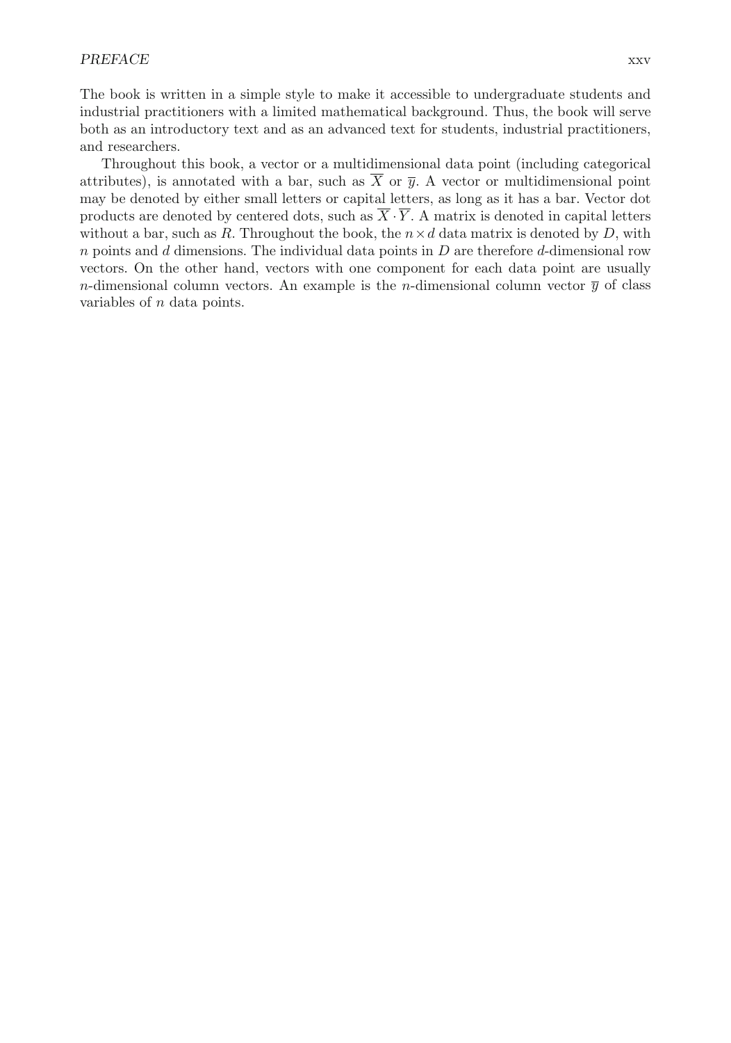The book is written in a simple style to make it accessible to undergraduate students and industrial practitioners with a limited mathematical background. Thus, the book will serve both as an introductory text and as an advanced text for students, industrial practitioners, and researchers.

Throughout this book, a vector or a multidimensional data point (including categorical attributes), is annotated with a bar, such as $\overline{X}$ or $\overline{y}$. A vector or multidimensional point may be denoted by either small letters or capital letters, as long as it has a bar. Vector dot products are denoted by centered dots, such as $\overline{X} \cdot \overline{Y}$. A matrix is denoted in capital letters without a bar, such as $R$. Throughout the book, the $n \times d$ data matrix is denoted by $D$, with $n$ points and $d$ dimensions. The individual data points in $D$ are therefore $d$-dimensional row vectors. On the other hand, vectors with one component for each data point are usually $n$-dimensional column vectors. An example is the $n$-dimensional column vector $\overline{y}$ of class variables of $n$ data points.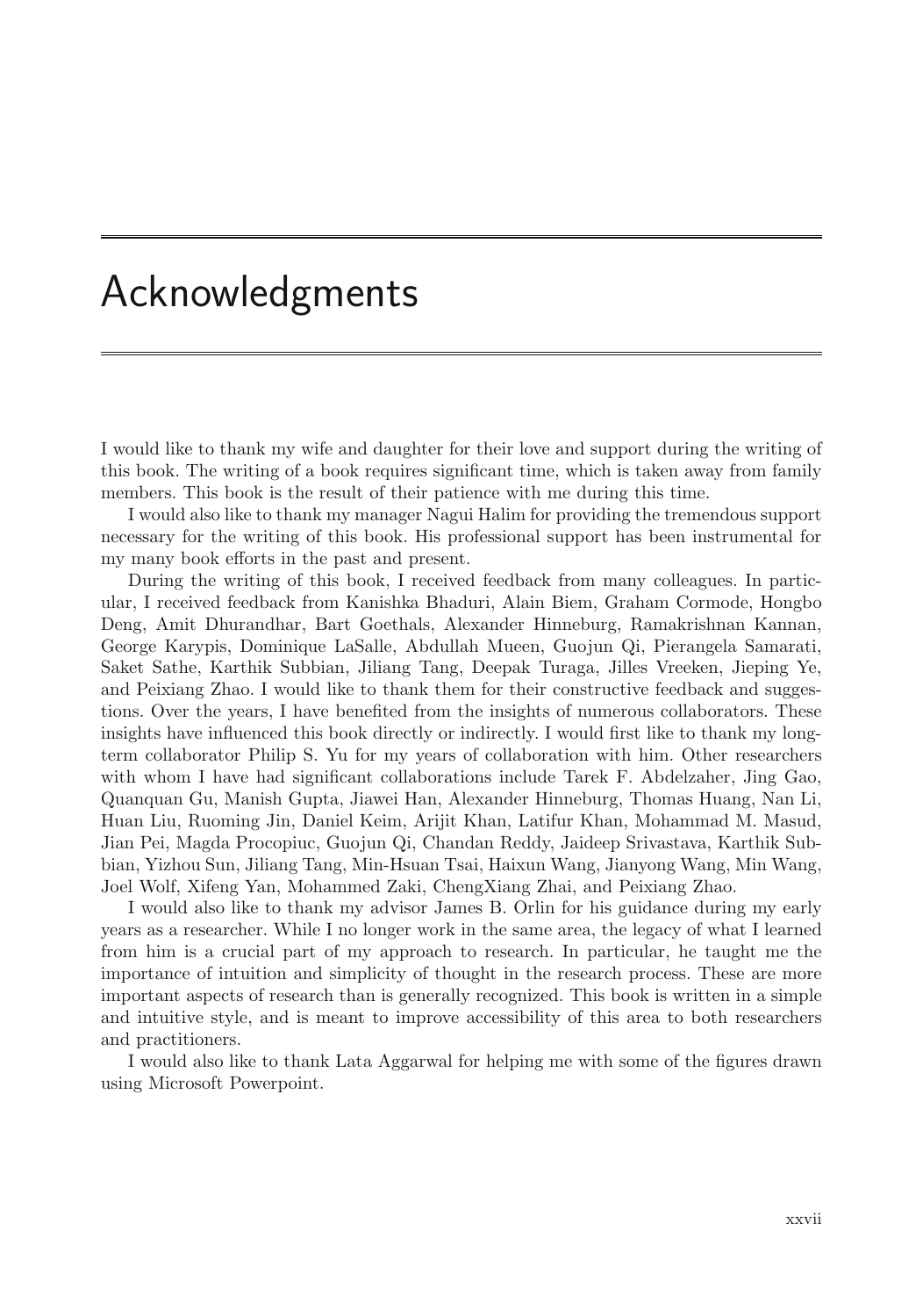# Acknowledgments

I would like to thank my wife and daughter for their love and support during the writing of this book. The writing of a book requires significant time, which is taken away from family members. This book is the result of their patience with me during this time.

I would also like to thank my manager Nagui Halim for providing the tremendous support necessary for the writing of this book. His professional support has been instrumental for my many book efforts in the past and present.

During the writing of this book, I received feedback from many colleagues. In particular, I received feedback from Kanishka Bhaduri, Alain Biem, Graham Cormode, Hongbo Deng, Amit Dhurandhar, Bart Goethals, Alexander Hinneburg, Ramakrishnan Kannan, George Karypis, Dominique LaSalle, Abdullah Mueen, Guojun Qi, Pierangela Samarati, Saket Sathe, Karthik Subbian, Jiliang Tang, Deepak Turaga, Jilles Vreeken, Jieping Ye, and Peixiang Zhao. I would like to thank them for their constructive feedback and suggestions. Over the years, I have benefited from the insights of numerous collaborators. These insights have influenced this book directly or indirectly. I would first like to thank my long-term collaborator Philip S. Yu for my years of collaboration with him. Other researchers with whom I have had significant collaborations include Tarek F. Abdelzaher, Jing Gao, Quanquan Gu, Manish Gupta, Jiawei Han, Alexander Hinneburg, Thomas Huang, Nan Li, Huan Liu, Ruoming Jin, Daniel Keim, Arijit Khan, Latifur Khan, Mohammad M. Masud, Jian Pei, Magda Procopiuc, Guojun Qi, Chandan Reddy, Jaideep Srivastava, Karthik Subbian, Yizhou Sun, Jiliang Tang, Min-Hsuan Tsai, Haixun Wang, Jianyong Wang, Min Wang, Joel Wolf, Xifeng Yan, Mohammed Zaki, ChengXiang Zhai, and Peixiang Zhao.

I would also like to thank my advisor James B. Orlin for his guidance during my early years as a researcher. While I no longer work in the same area, the legacy of what I learned from him is a crucial part of my approach to research. In particular, he taught me the importance of intuition and simplicity of thought in the research process. These are more important aspects of research than is generally recognized. This book is written in a simple and intuitive style, and is meant to improve accessibility of this area to both researchers and practitioners.

I would also like to thank Lata Aggarwal for helping me with some of the figures drawn using Microsoft Powerpoint.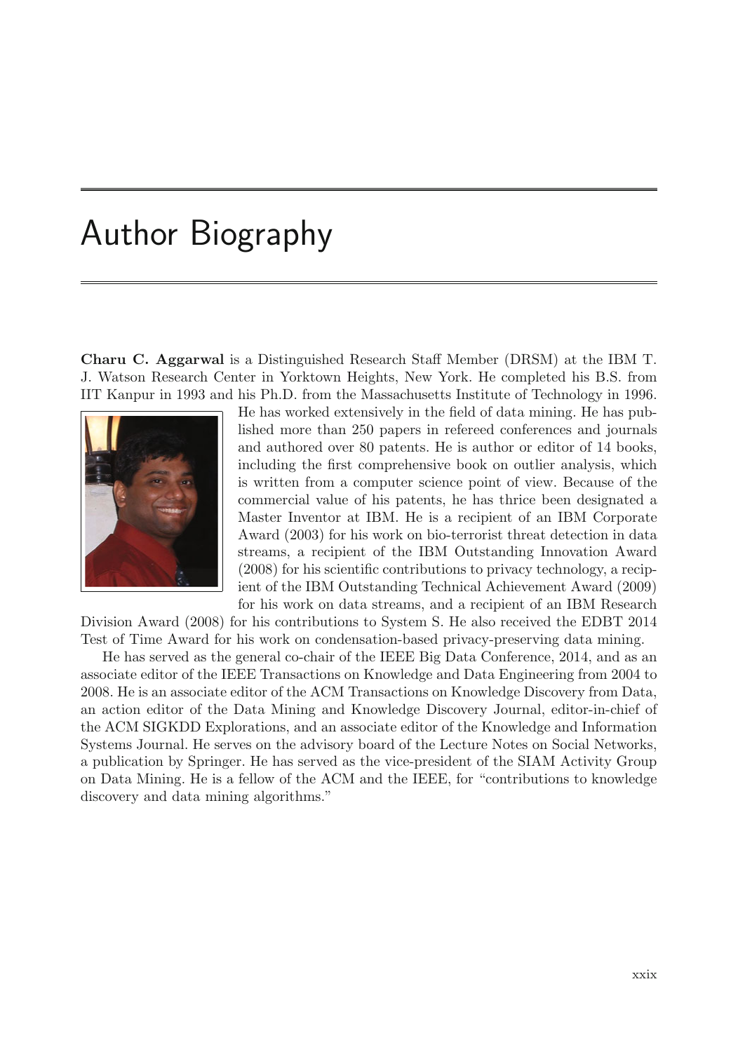# Author Biography

**Charu C. Aggarwal** is a Distinguished Research Staff Member (DRSM) at the IBM T. J. Watson Research Center in Yorktown Heights, New York. He completed his B.S. from IIT Kanpur in 1993 and his Ph.D. from the Massachusetts Institute of Technology in 1996. He has worked extensively in the field of data mining. He has published more than 250 papers in refereed conferences and journals and authored over 80 patents. He is author or editor of 14 books, including the first comprehensive book on outlier analysis, which is written from a computer science point of view. Because of the commercial value of his patents, he has thrice been designated a Master Inventor at IBM. He is a recipient of an IBM Corporate Award (2003) for his work on bio-terrorist threat detection in data streams, a recipient of the IBM Outstanding Innovation Award (2008) for his scientific contributions to privacy technology, a recipient of the IBM Outstanding Technical Achievement Award (2009) for his work on data streams, and a recipient of an IBM Research Division Award (2008) for his contributions to System S. He also received the EDBT 2014 Test of Time Award for his work on condensation-based privacy-preserving data mining.

He has served as the general co-chair of the IEEE Big Data Conference, 2014, and as an associate editor of the IEEE Transactions on Knowledge and Data Engineering from 2004 to 2008. He is an associate editor of the ACM Transactions on Knowledge Discovery from Data, an action editor of the Data Mining and Knowledge Discovery Journal, editor-in-chief of the ACM SIGKDD Explorations, and an associate editor of the Knowledge and Information Systems Journal. He serves on the advisory board of the Lecture Notes on Social Networks, a publication by Springer. He has served as the vice-president of the SIAM Activity Group on Data Mining. He is a fellow of the ACM and the IEEE, for "contributions to knowledge discovery and data mining algorithms."